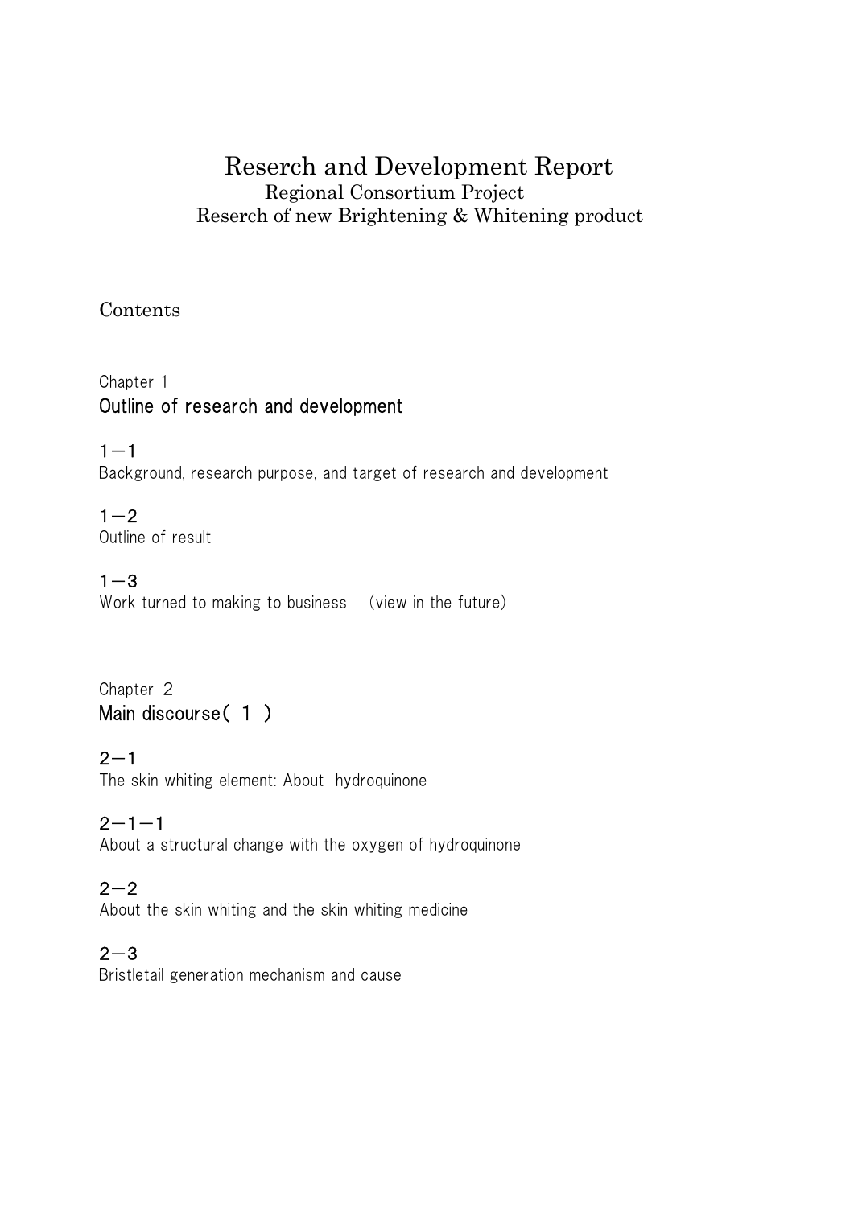# Reserch and Development Report

Regional Consortium Project

Reserch of new Brightening & Whitening product

## Contents

Chapter 1

### Outline of research and development

1－1

Background, research purpose, and target of research and development

1－2

Outline of result

1－3

Work turned to making to business （view in the future)

Chapter 2

### Main discourse( 1 )

2－1

The skin whiting element: About hydroquinone

2－1－1

About a structural change with the oxygen of hydroquinone

2－2

About the skin whiting and the skin whiting medicine

2－3

Bristletail generation mechanism and cause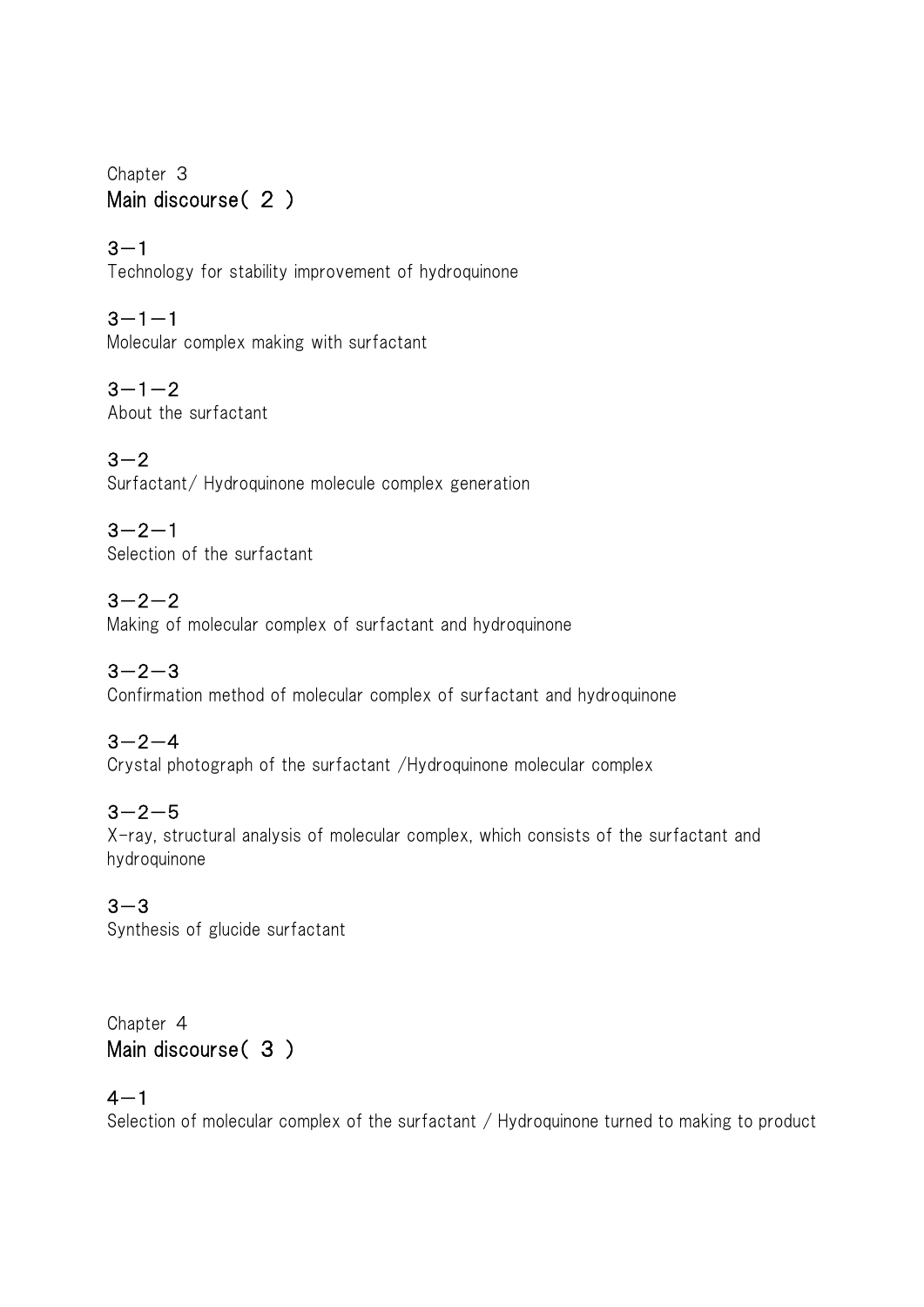Chapter 3
## Main discourse（２）

３－１
Technology for stability improvement of hydroquinone

３－１－１
Molecular complex making with surfactant

３－１－２
About the surfactant

３－２
Surfactant/ Hydroquinone molecule complex generation

３－２－１
Selection of the surfactant

３－２－２
Making of molecular complex of surfactant and hydroquinone

３－２－３
Confirmation method of molecular complex of surfactant and hydroquinone

３－２－４
Crystal photograph of the surfactant /Hydroquinone molecular complex

３－２－５
X-ray, structural analysis of molecular complex, which consists of the surfactant and hydroquinone

３－３
Synthesis of glucide surfactant

Chapter 4
## Main discourse（３）

４－１
Selection of molecular complex of the surfactant / Hydroquinone turned to making to product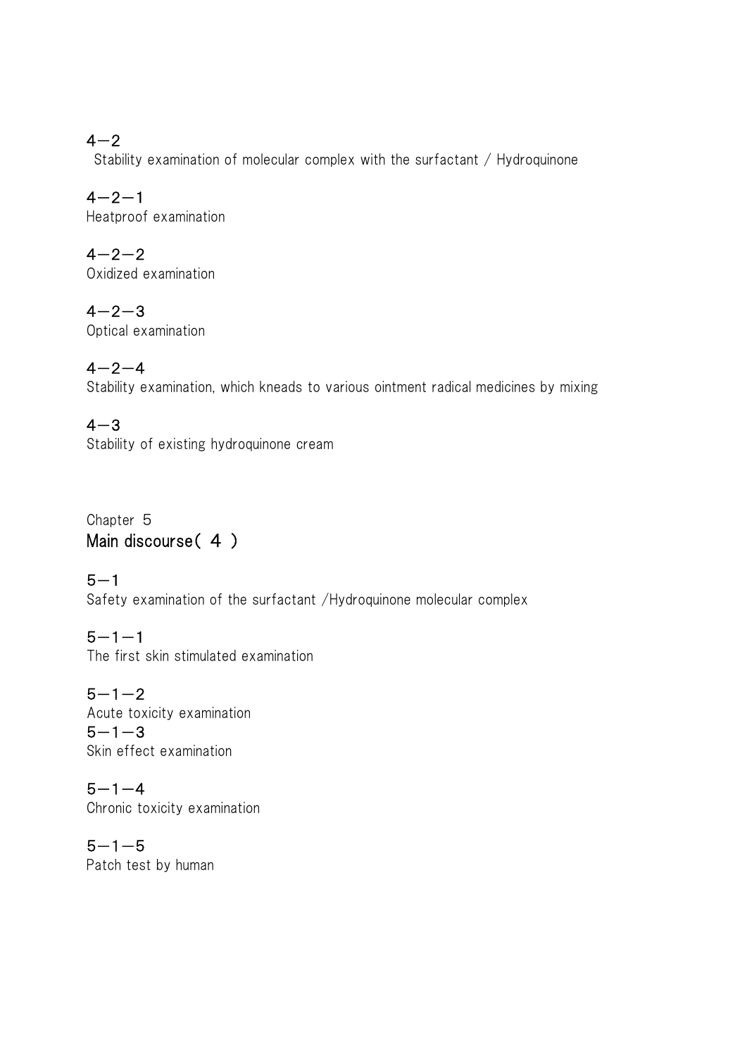4－2
Stability examination of molecular complex with the surfactant / Hydroquinone

4－2－1
Heatproof examination

4－2－2
Oxidized examination

4－2－3
Optical examination

4－2－4
Stability examination, which kneads to various ointment radical medicines by mixing

4－3
Stability of existing hydroquinone cream

Chapter 5
## Main discourse( ４ )

5－1
Safety examination of the surfactant /Hydroquinone molecular complex

5－1－1
The first skin stimulated examination

5－1－2
Acute toxicity examination
5－1－3
Skin effect examination

5－1－4
Chronic toxicity examination

5－1－5
Patch test by human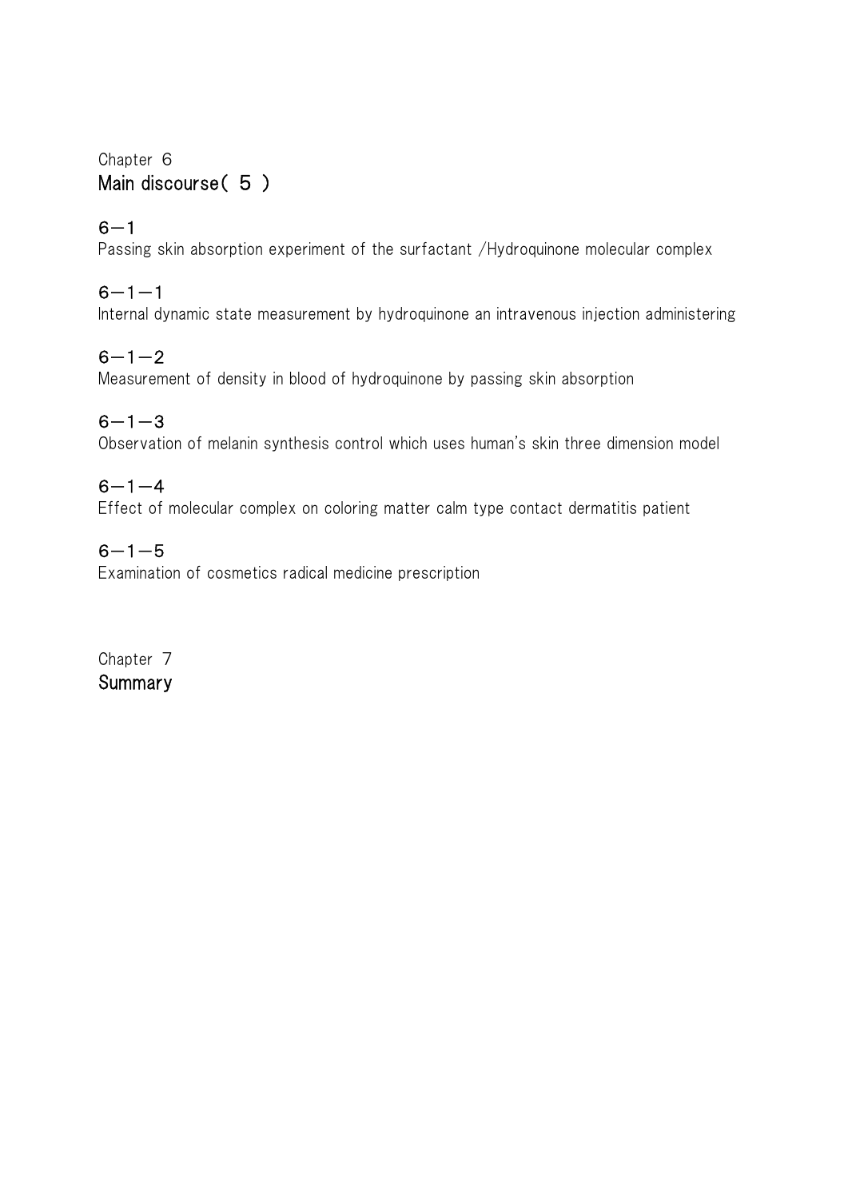Chapter 6
# Main discourse（ 5 ）

## 6－1
Passing skin absorption experiment of the surfactant /Hydroquinone molecular complex

### 6－1－1
Internal dynamic state measurement by hydroquinone an intravenous injection administering

### 6－1－2
Measurement of density in blood of hydroquinone by passing skin absorption

### 6－1－3
Observation of melanin synthesis control which uses human's skin three dimension model

### 6－1－4
Effect of molecular complex on coloring matter calm type contact dermatitis patient

### 6－1－5
Examination of cosmetics radical medicine prescription

Chapter 7
# Summary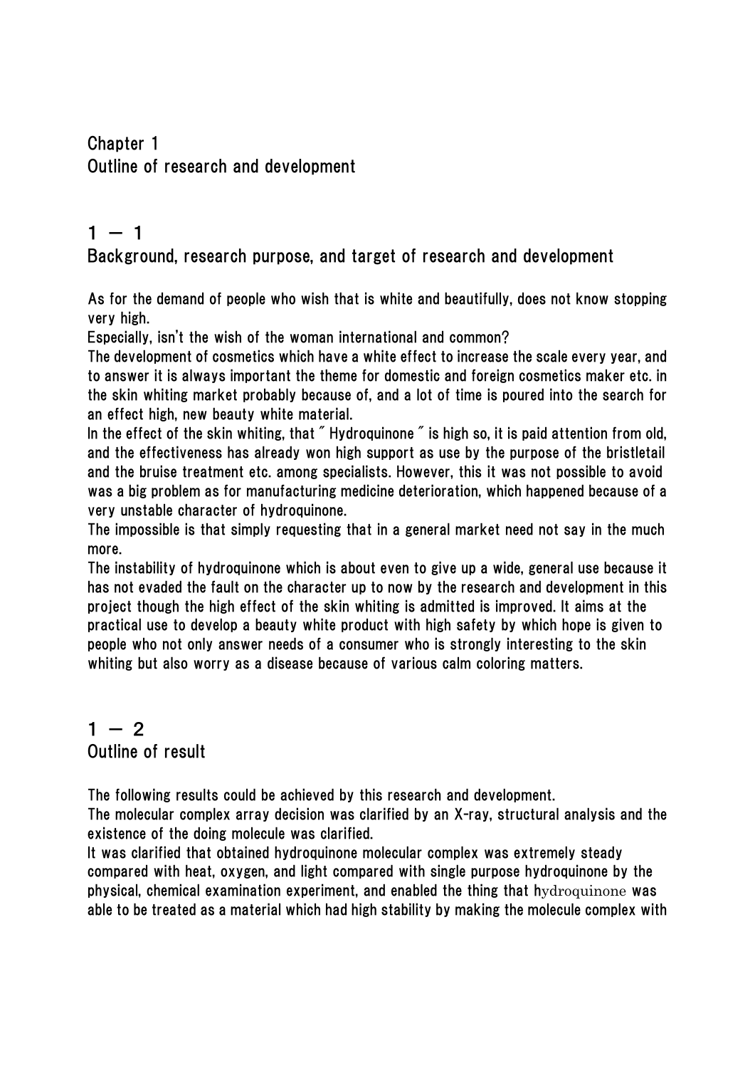# Chapter 1
# Outline of research and development

## 1 － 1
## Background, research purpose, and target of research and development

As for the demand of people who wish that is white and beautifully, does not know stopping very high.
Especially, isn't the wish of the woman international and common?
The development of cosmetics which have a white effect to increase the scale every year, and to answer it is always important the theme for domestic and foreign cosmetics maker etc. in the skin whiting market probably because of, and a lot of time is poured into the search for an effect high, new beauty white material.
In the effect of the skin whiting, that " Hydroquinone " is high so, it is paid attention from old, and the effectiveness has already won high support as use by the purpose of the bristletail and the bruise treatment etc. among specialists. However, this it was not possible to avoid was a big problem as for manufacturing medicine deterioration, which happened because of a very unstable character of hydroquinone.
The impossible is that simply requesting that in a general market need not say in the much more.
The instability of hydroquinone which is about even to give up a wide, general use because it has not evaded the fault on the character up to now by the research and development in this project though the high effect of the skin whiting is admitted is improved. It aims at the practical use to develop a beauty white product with high safety by which hope is given to people who not only answer needs of a consumer who is strongly interesting to the skin whiting but also worry as a disease because of various calm coloring matters.

## 1 － 2
## Outline of result

The following results could be achieved by this research and development.
The molecular complex array decision was clarified by an X-ray, structural analysis and the existence of the doing molecule was clarified.
It was clarified that obtained hydroquinone molecular complex was extremely steady compared with heat, oxygen, and light compared with single purpose hydroquinone by the physical, chemical examination experiment, and enabled the thing that hydroquinone was able to be treated as a material which had high stability by making the molecule complex with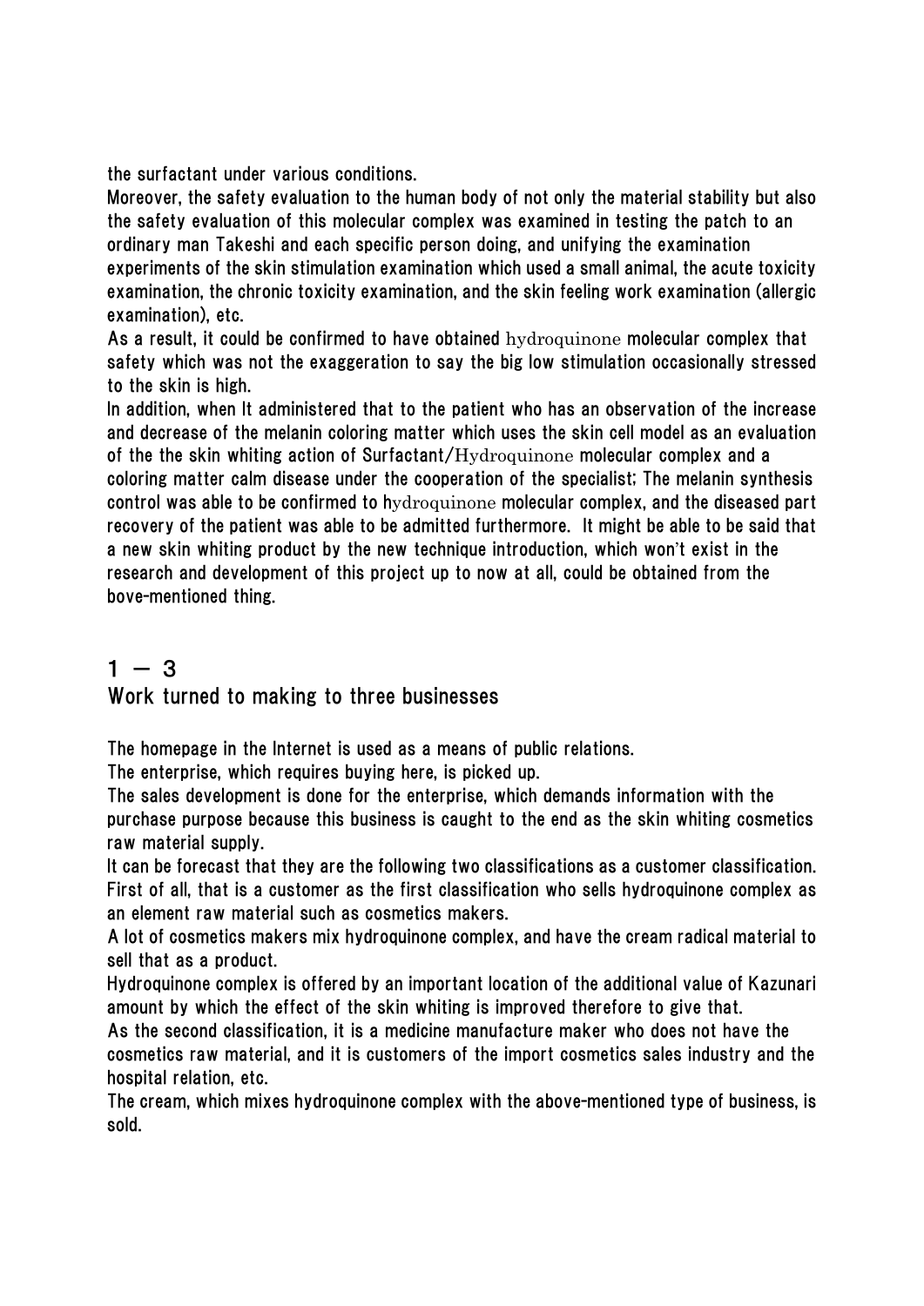the surfactant under various conditions.

Moreover, the safety evaluation to the human body of not only the material stability but also the safety evaluation of this molecular complex was examined in testing the patch to an ordinary man Takeshi and each specific person doing, and unifying the examination experiments of the skin stimulation examination which used a small animal, the acute toxicity examination, the chronic toxicity examination, and the skin feeling work examination (allergic examination), etc.

As a result, it could be confirmed to have obtained hydroquinone molecular complex that safety which was not the exaggeration to say the big low stimulation occasionally stressed to the skin is high.

In addition, when It administered that to the patient who has an observation of the increase and decrease of the melanin coloring matter which uses the skin cell model as an evaluation of the the skin whiting action of Surfactant/Hydroquinone molecular complex and a coloring matter calm disease under the cooperation of the specialist; The melanin synthesis control was able to be confirmed to hydroquinone molecular complex, and the diseased part recovery of the patient was able to be admitted furthermore. It might be able to be said that a new skin whiting product by the new technique introduction, which won't exist in the research and development of this project up to now at all, could be obtained from the bove-mentioned thing.

## 1 － 3
## Work turned to making to three businesses

The homepage in the Internet is used as a means of public relations.

The enterprise, which requires buying here, is picked up.

The sales development is done for the enterprise, which demands information with the purchase purpose because this business is caught to the end as the skin whiting cosmetics raw material supply.

It can be forecast that they are the following two classifications as a customer classification.

First of all, that is a customer as the first classification who sells hydroquinone complex as an element raw material such as cosmetics makers.

A lot of cosmetics makers mix hydroquinone complex, and have the cream radical material to sell that as a product.

Hydroquinone complex is offered by an important location of the additional value of Kazunari amount by which the effect of the skin whiting is improved therefore to give that.

As the second classification, it is a medicine manufacture maker who does not have the cosmetics raw material, and it is customers of the import cosmetics sales industry and the hospital relation, etc.

The cream, which mixes hydroquinone complex with the above-mentioned type of business, is sold.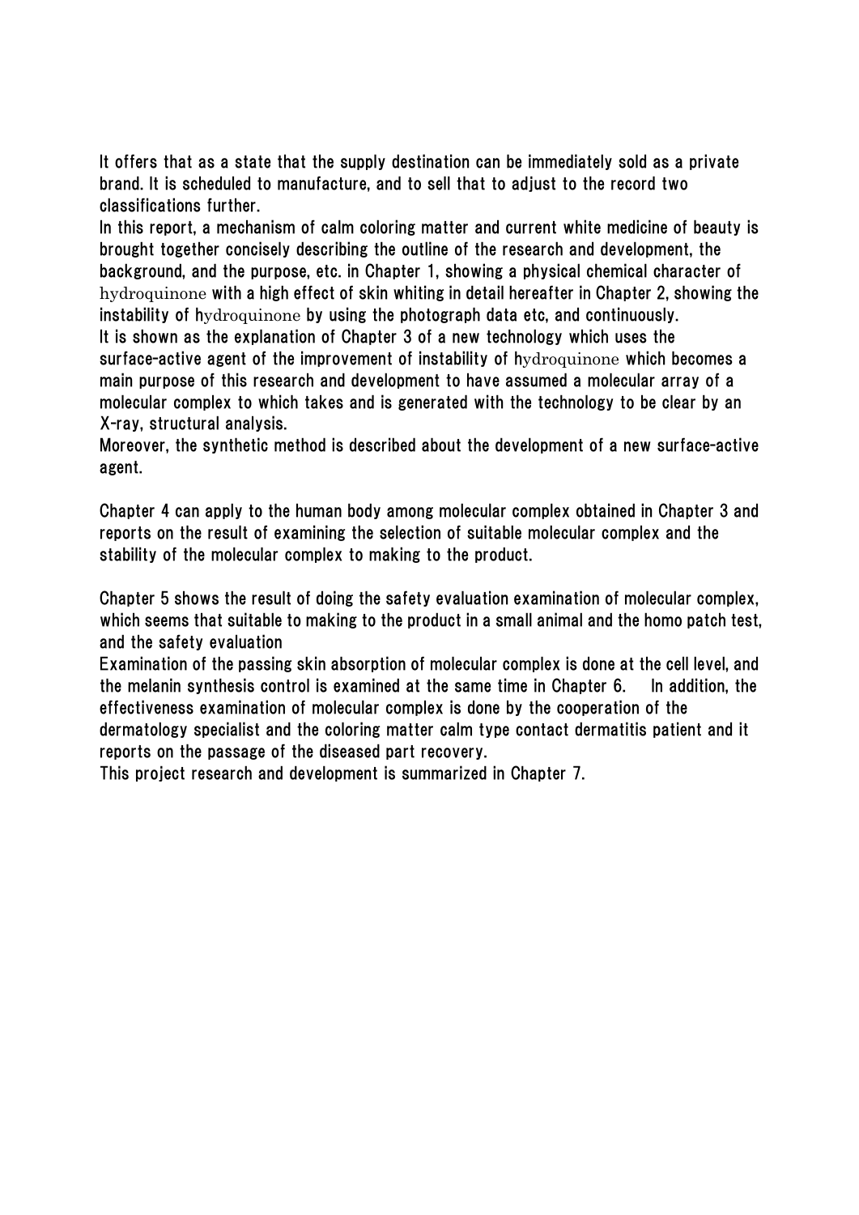It offers that as a state that the supply destination can be immediately sold as a private brand. It is scheduled to manufacture, and to sell that to adjust to the record two classifications further.

In this report, a mechanism of calm coloring matter and current white medicine of beauty is brought together concisely describing the outline of the research and development, the background, and the purpose, etc. in Chapter 1, showing a physical chemical character of hydroquinone with a high effect of skin whiting in detail hereafter in Chapter 2, showing the instability of hydroquinone by using the photograph data etc, and continuously.

It is shown as the explanation of Chapter 3 of a new technology which uses the surface-active agent of the improvement of instability of hydroquinone which becomes a main purpose of this research and development to have assumed a molecular array of a molecular complex to which takes and is generated with the technology to be clear by an X-ray, structural analysis.

Moreover, the synthetic method is described about the development of a new surface-active agent.

Chapter 4 can apply to the human body among molecular complex obtained in Chapter 3 and reports on the result of examining the selection of suitable molecular complex and the stability of the molecular complex to making to the product.

Chapter 5 shows the result of doing the safety evaluation examination of molecular complex, which seems that suitable to making to the product in a small animal and the homo patch test, and the safety evaluation

Examination of the passing skin absorption of molecular complex is done at the cell level, and the melanin synthesis control is examined at the same time in Chapter 6.　In addition, the effectiveness examination of molecular complex is done by the cooperation of the dermatology specialist and the coloring matter calm type contact dermatitis patient and it reports on the passage of the diseased part recovery.

This project research and development is summarized in Chapter 7.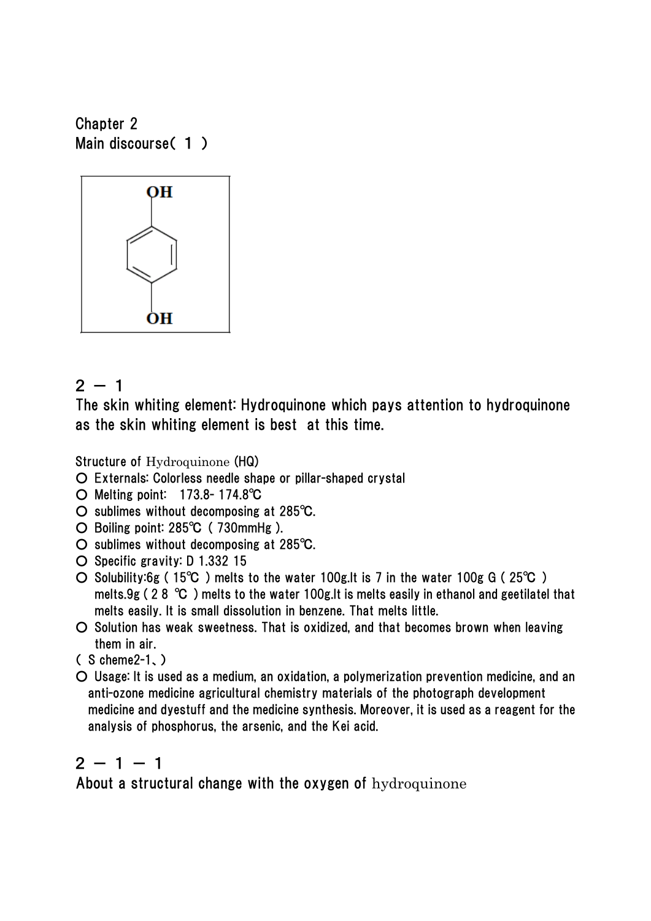Chapter 2

Main discourse( 1 )

## 2 － 1

## The skin whiting element: Hydroquinone which pays attention to hydroquinone as the skin whiting element is best at this time.

Structure of Hydroquinone (HQ)

- ○ Externals: Colorless needle shape or pillar-shaped crystal
- ○ Melting point: 173.8- 174.8℃
- ○ sublimes without decomposing at 285℃.
- ○ Boiling point: 285℃ ( 730mmHg ).
- ○ sublimes without decomposing at 285℃.
- ○ Specific gravity: D 1.332 15
- ○ Solubility:6g ( 15℃ ) melts to the water 100g.It is 7 in the water 100g G ( 25℃ ) melts.9g ( 2 8 ℃ ) melts to the water 100g.It is melts easily in ethanol and geetilatel that melts easily. It is small dissolution in benzene. That melts little.
- ○ Solution has weak sweetness. That is oxidized, and that becomes brown when leaving them in air.

( S cheme2-1、)

- ○ Usage: It is used as a medium, an oxidation, a polymerization prevention medicine, and an anti-ozone medicine agricultural chemistry materials of the photograph development medicine and dyestuff and the medicine synthesis. Moreover, it is used as a reagent for the analysis of phosphorus, the arsenic, and the Kei acid.

## 2 － 1 － 1

## About a structural change with the oxygen of hydroquinone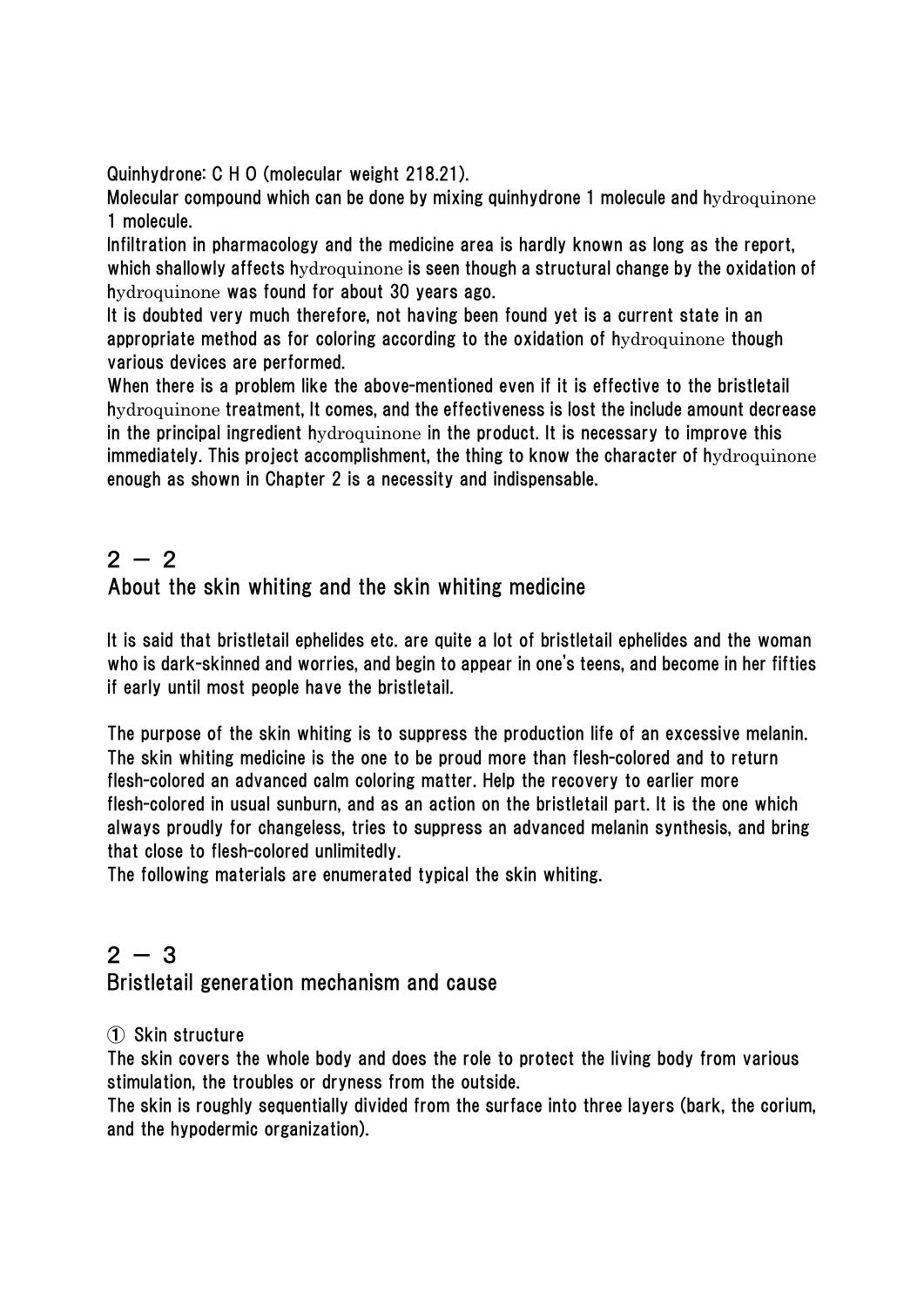Quinhydrone: C H O (molecular weight 218.21).

Molecular compound which can be done by mixing quinhydrone 1 molecule and hydroquinone 1 molecule.

Infiltration in pharmacology and the medicine area is hardly known as long as the report, which shallowly affects hydroquinone is seen though a structural change by the oxidation of hydroquinone was found for about 30 years ago.

It is doubted very much therefore, not having been found yet is a current state in an appropriate method as for coloring according to the oxidation of hydroquinone though various devices are performed.

When there is a problem like the above-mentioned even if it is effective to the bristletail hydroquinone treatment, It comes, and the effectiveness is lost the include amount decrease in the principal ingredient hydroquinone in the product. It is necessary to improve this immediately. This project accomplishment, the thing to know the character of hydroquinone enough as shown in Chapter 2 is a necessity and indispensable.

## 2 － 2
## About the skin whiting and the skin whiting medicine

It is said that bristletail ephelides etc. are quite a lot of bristletail ephelides and the woman who is dark-skinned and worries, and begin to appear in one's teens, and become in her fifties if early until most people have the bristletail.

The purpose of the skin whiting is to suppress the production life of an excessive melanin. The skin whiting medicine is the one to be proud more than flesh-colored and to return flesh-colored an advanced calm coloring matter. Help the recovery to earlier more flesh-colored in usual sunburn, and as an action on the bristletail part. It is the one which always proudly for changeless, tries to suppress an advanced melanin synthesis, and bring that close to flesh-colored unlimitedly.

The following materials are enumerated typical the skin whiting.

## 2 － 3
## Bristletail generation mechanism and cause

① Skin structure

The skin covers the whole body and does the role to protect the living body from various stimulation, the troubles or dryness from the outside.

The skin is roughly sequentially divided from the surface into three layers (bark, the corium, and the hypodermic organization).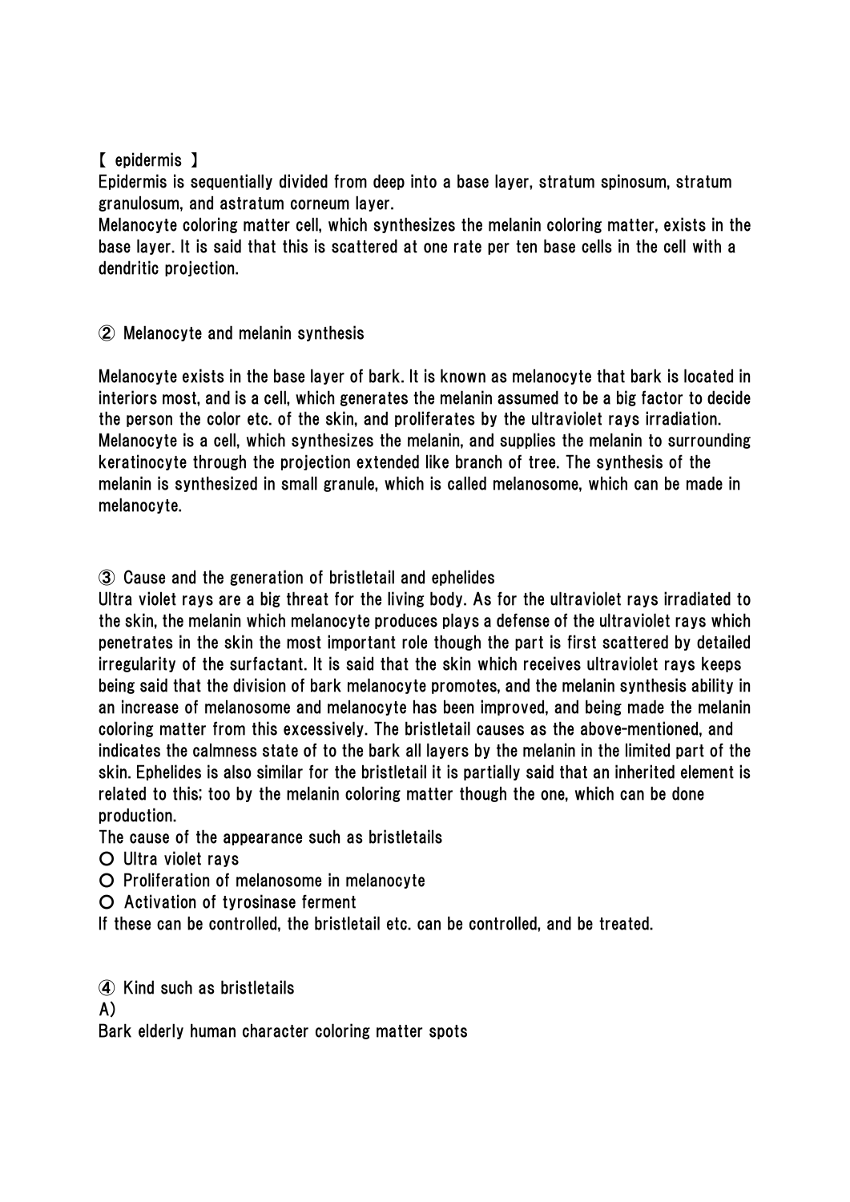【 epidermis 】

Epidermis is sequentially divided from deep into a base layer, stratum spinosum, stratum granulosum, and astratum corneum layer.

Melanocyte coloring matter cell, which synthesizes the melanin coloring matter, exists in the base layer. It is said that this is scattered at one rate per ten base cells in the cell with a dendritic projection.

② Melanocyte and melanin synthesis

Melanocyte exists in the base layer of bark. It is known as melanocyte that bark is located in interiors most, and is a cell, which generates the melanin assumed to be a big factor to decide the person the color etc. of the skin, and proliferates by the ultraviolet rays irradiation. Melanocyte is a cell, which synthesizes the melanin, and supplies the melanin to surrounding keratinocyte through the projection extended like branch of tree. The synthesis of the melanin is synthesized in small granule, which is called melanosome, which can be made in melanocyte.

③ Cause and the generation of bristletail and ephelides

Ultra violet rays are a big threat for the living body. As for the ultraviolet rays irradiated to the skin, the melanin which melanocyte produces plays a defense of the ultraviolet rays which penetrates in the skin the most important role though the part is first scattered by detailed irregularity of the surfactant. It is said that the skin which receives ultraviolet rays keeps being said that the division of bark melanocyte promotes, and the melanin synthesis ability in an increase of melanosome and melanocyte has been improved, and being made the melanin coloring matter from this excessively. The bristletail causes as the above-mentioned, and indicates the calmness state of to the bark all layers by the melanin in the limited part of the skin. Ephelides is also similar for the bristletail it is partially said that an inherited element is related to this; too by the melanin coloring matter though the one, which can be done production.

The cause of the appearance such as bristletails

- Ultra violet rays
- Proliferation of melanosome in melanocyte
- Activation of tyrosinase ferment

If these can be controlled, the bristletail etc. can be controlled, and be treated.

④ Kind such as bristletails

A)

Bark elderly human character coloring matter spots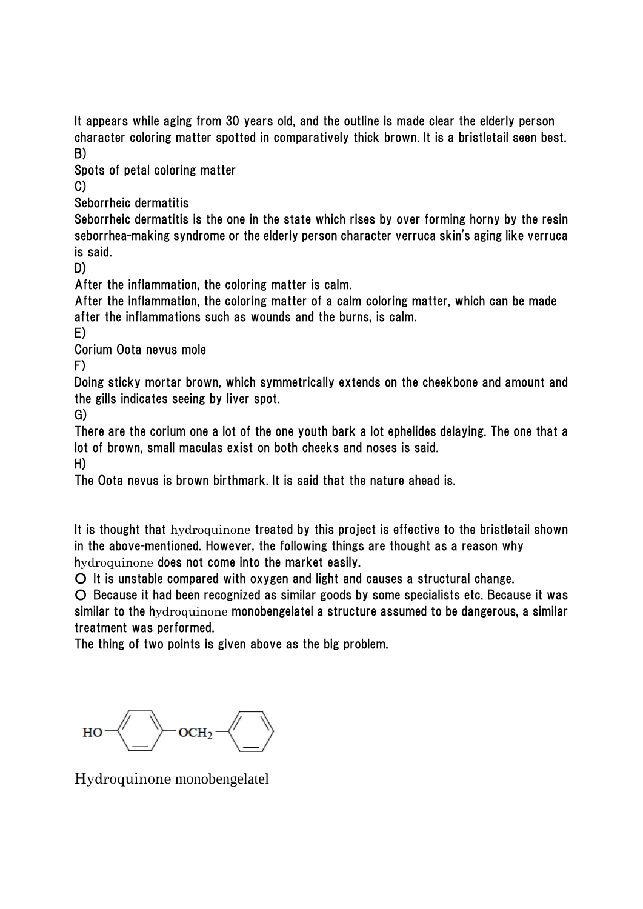It appears while aging from 30 years old, and the outline is made clear the elderly person character coloring matter spotted in comparatively thick brown. It is a bristletail seen best.

B)

Spots of petal coloring matter

C)

Seborrheic dermatitis

Seborrheic dermatitis is the one in the state which rises by over forming horny by the resin seborrhea-making syndrome or the elderly person character verruca skin's aging like verruca is said.

D)

After the inflammation, the coloring matter is calm.

After the inflammation, the coloring matter of a calm coloring matter, which can be made after the inflammations such as wounds and the burns, is calm.

E)

Corium Oota nevus mole

F)

Doing sticky mortar brown, which symmetrically extends on the cheekbone and amount and the gills indicates seeing by liver spot.

G)

There are the corium one a lot of the one youth bark a lot ephelides delaying. The one that a lot of brown, small maculas exist on both cheeks and noses is said.

H)

The Oota nevus is brown birthmark. It is said that the nature ahead is.

It is thought that hydroquinone treated by this project is effective to the bristletail shown in the above-mentioned. However, the following things are thought as a reason why hydroquinone does not come into the market easily.

○ It is unstable compared with oxygen and light and causes a structural change.

○ Because it had been recognized as similar goods by some specialists etc. Because it was similar to the hydroquinone monobengelatel a structure assumed to be dangerous, a similar treatment was performed.

The thing of two points is given above as the big problem.

HO–⟨benzene⟩–$OCH_2$–⟨benzene⟩

Hydroquinone monobengelatel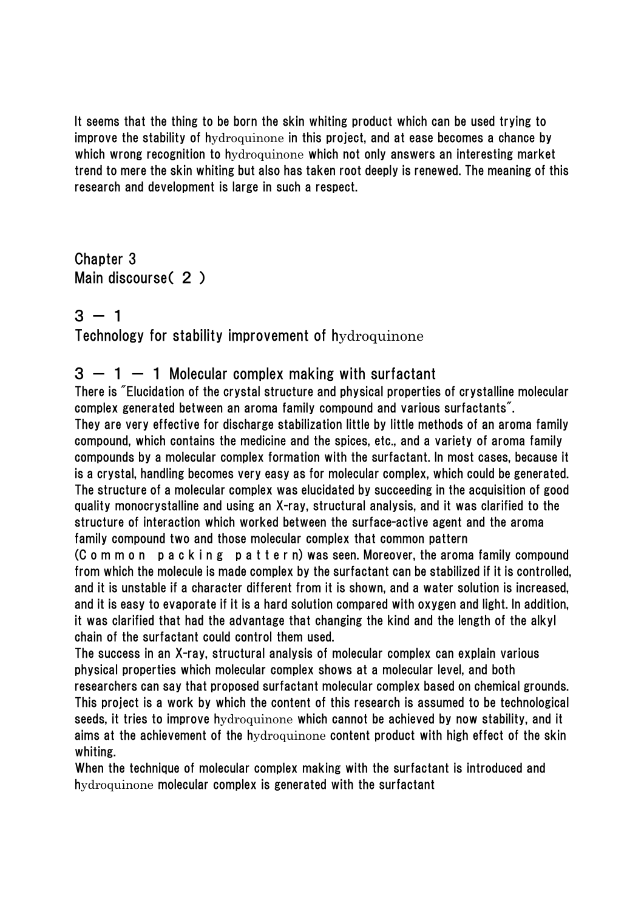It seems that the thing to be born the skin whiting product which can be used trying to improve the stability of hydroquinone in this project, and at ease becomes a chance by which wrong recognition to hydroquinone which not only answers an interesting market trend to mere the skin whiting but also has taken root deeply is renewed. The meaning of this research and development is large in such a respect.

# Chapter 3
# Main discourse( ２ )

## 3 － 1
## Technology for stability improvement of hydroquinone

### 3 － 1 － 1 Molecular complex making with surfactant

There is "Elucidation of the crystal structure and physical properties of crystalline molecular complex generated between an aroma family compound and various surfactants".
They are very effective for discharge stabilization little by little methods of an aroma family compound, which contains the medicine and the spices, etc., and a variety of aroma family compounds by a molecular complex formation with the surfactant. In most cases, because it is a crystal, handling becomes very easy as for molecular complex, which could be generated. The structure of a molecular complex was elucidated by succeeding in the acquisition of good quality monocrystalline and using an X-ray, structural analysis, and it was clarified to the structure of interaction which worked between the surface-active agent and the aroma family compound two and those molecular complex that common pattern (Ｃｏｍｍｏｎ ｐａｃｋｉｎｇ ｐａｔｔｅｒｎ) was seen. Moreover, the aroma family compound from which the molecule is made complex by the surfactant can be stabilized if it is controlled, and it is unstable if a character different from it is shown, and a water solution is increased, and it is easy to evaporate if it is a hard solution compared with oxygen and light. In addition, it was clarified that had the advantage that changing the kind and the length of the alkyl chain of the surfactant could control them used.
The success in an X-ray, structural analysis of molecular complex can explain various physical properties which molecular complex shows at a molecular level, and both researchers can say that proposed surfactant molecular complex based on chemical grounds.
This project is a work by which the content of this research is assumed to be technological seeds, it tries to improve hydroquinone which cannot be achieved by now stability, and it aims at the achievement of the hydroquinone content product with high effect of the skin whiting.
When the technique of molecular complex making with the surfactant is introduced and hydroquinone molecular complex is generated with the surfactant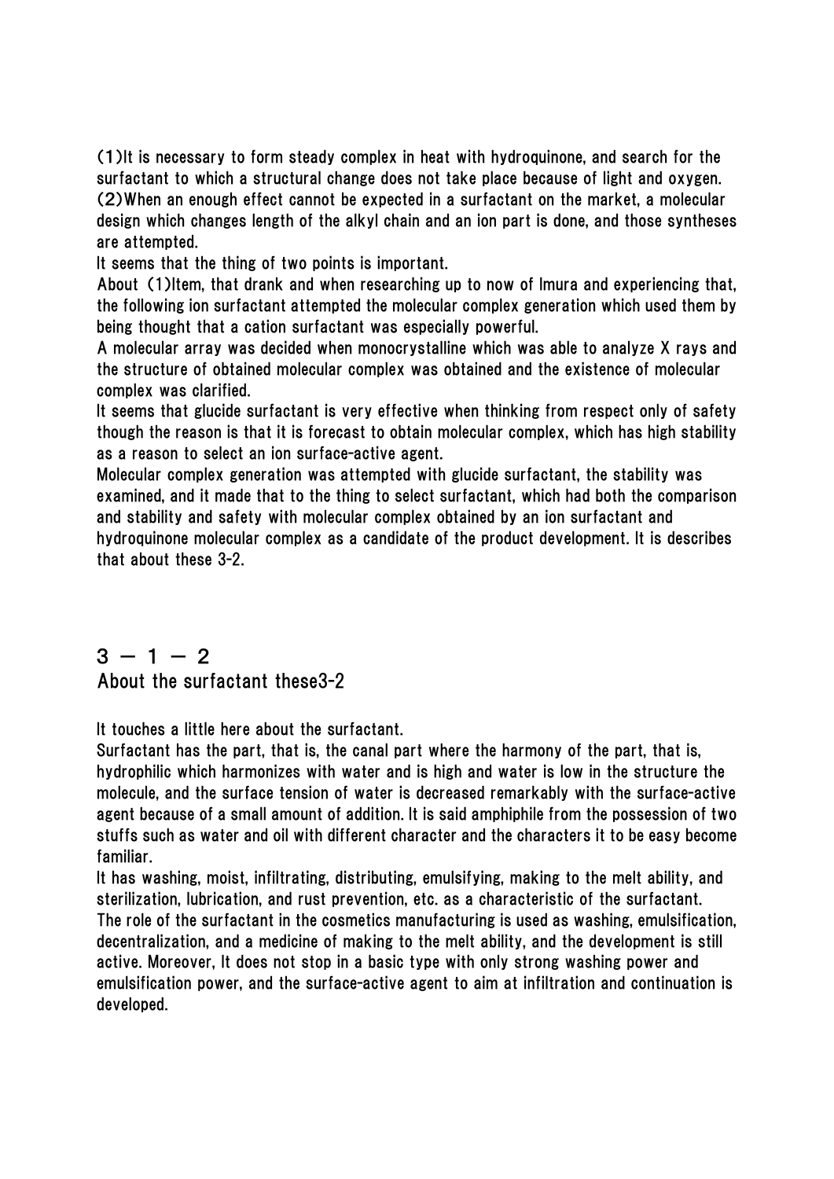(1)It is necessary to form steady complex in heat with hydroquinone, and search for the surfactant to which a structural change does not take place because of light and oxygen.
(2)When an enough effect cannot be expected in a surfactant on the market, a molecular design which changes length of the alkyl chain and an ion part is done, and those syntheses are attempted.
It seems that the thing of two points is important.
About (1)Item, that drank and when researching up to now of Imura and experiencing that, the following ion surfactant attempted the molecular complex generation which used them by being thought that a cation surfactant was especially powerful.
A molecular array was decided when monocrystalline which was able to analyze X rays and the structure of obtained molecular complex was obtained and the existence of molecular complex was clarified.
It seems that glucide surfactant is very effective when thinking from respect only of safety though the reason is that it is forecast to obtain molecular complex, which has high stability as a reason to select an ion surface-active agent.
Molecular complex generation was attempted with glucide surfactant, the stability was examined, and it made that to the thing to select surfactant, which had both the comparison and stability and safety with molecular complex obtained by an ion surfactant and hydroquinone molecular complex as a candidate of the product development. It is describes that about these 3-2.

## 3 − 1 − 2
## About the surfactant these3-2

It touches a little here about the surfactant.
Surfactant has the part, that is, the canal part where the harmony of the part, that is, hydrophilic which harmonizes with water and is high and water is low in the structure the molecule, and the surface tension of water is decreased remarkably with the surface-active agent because of a small amount of addition. It is said amphiphile from the possession of two stuffs such as water and oil with different character and the characters it to be easy become familiar.
It has washing, moist, infiltrating, distributing, emulsifying, making to the melt ability, and sterilization, lubrication, and rust prevention, etc. as a characteristic of the surfactant.
The role of the surfactant in the cosmetics manufacturing is used as washing, emulsification, decentralization, and a medicine of making to the melt ability, and the development is still active. Moreover, It does not stop in a basic type with only strong washing power and emulsification power, and the surface-active agent to aim at infiltration and continuation is developed.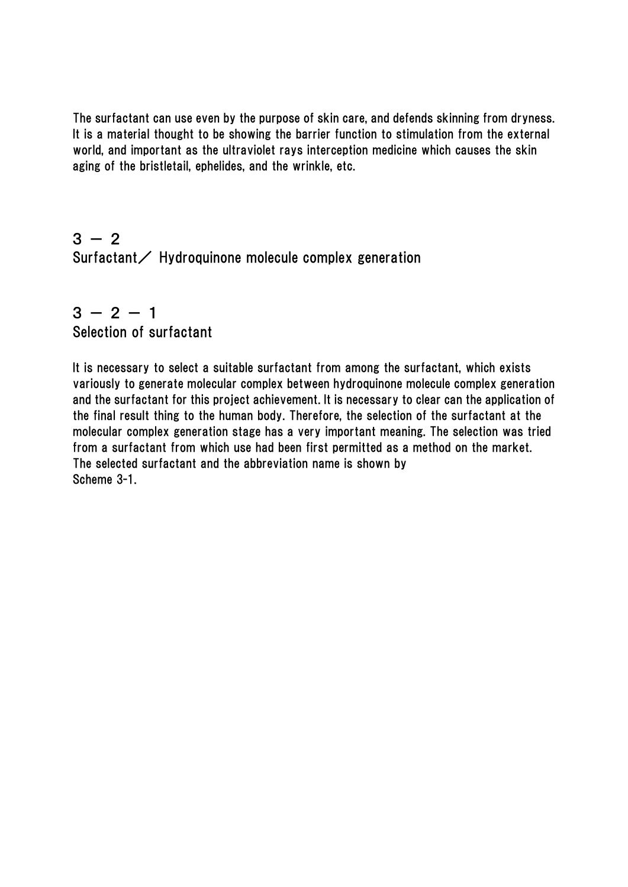The surfactant can use even by the purpose of skin care, and defends skinning from dryness. It is a material thought to be showing the barrier function to stimulation from the external world, and important as the ultraviolet rays interception medicine which causes the skin aging of the bristletail, ephelides, and the wrinkle, etc.

## 3 － 2
## Surfactant／ Hydroquinone molecule complex generation

### 3 － 2 － 1
### Selection of surfactant

It is necessary to select a suitable surfactant from among the surfactant, which exists variously to generate molecular complex between hydroquinone molecule complex generation and the surfactant for this project achievement. It is necessary to clear can the application of the final result thing to the human body. Therefore, the selection of the surfactant at the molecular complex generation stage has a very important meaning. The selection was tried from a surfactant from which use had been first permitted as a method on the market. The selected surfactant and the abbreviation name is shown by
Scheme 3-1.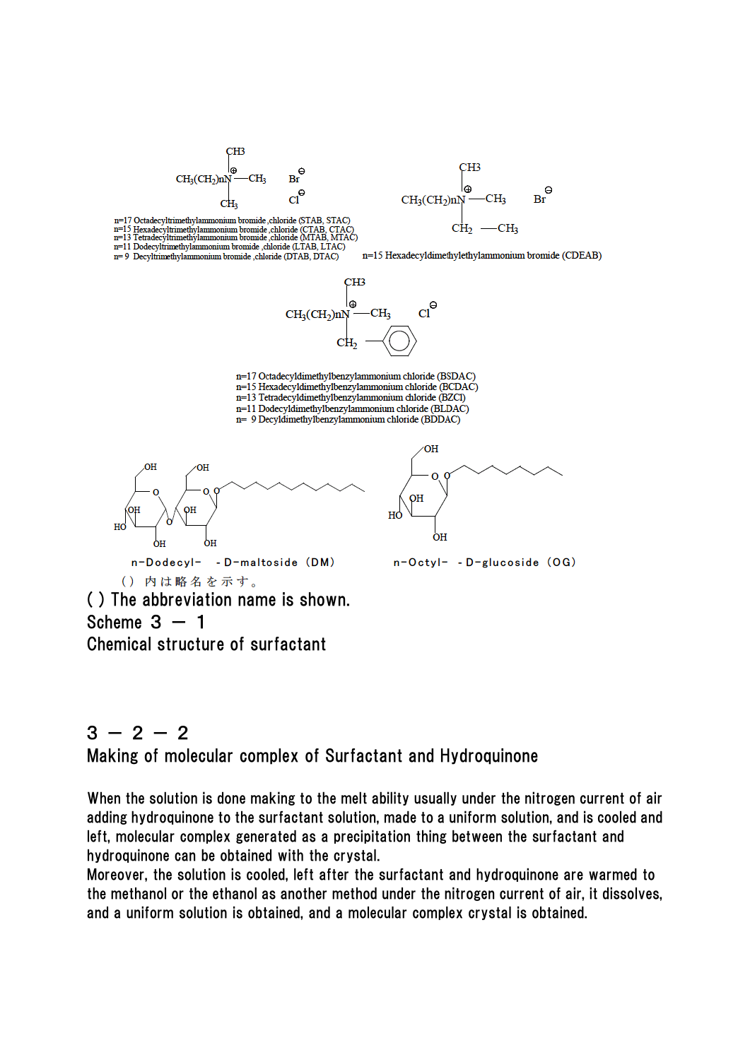$CH_3(CH_2)_nN^{\oplus}(CH_3)_3$ $Br^{\ominus}$ / $Cl^{\ominus}$

n=17 Octadecyltrimethylammonium bromide ,chloride (STAB, STAC)
n=15 Hexadecyltrimethylammonium bromide ,chloride (CTAB, CTAC)
n=13 Tetradecyltrimethylammonium bromide ,chloride (MTAB, MTAC)
n=11 Dodecyltrimethylammonium bromide ,chloride (LTAB, LTAC)
n= 9 Decyltrimethylammonium bromide ,chloride (DTAB, DTAC)

$CH_3(CH_2)_nN^{\oplus}(CH_3)_2CH_2CH_3$ $Br^{\ominus}$

n=15 Hexadecyldimethylethylammonium bromide (CDEAB)

$CH_3(CH_2)_nN^{\oplus}(CH_3)_2CH_2C_6H_5$ $Cl^{\ominus}$

n=17 Octadecyldimethylbenzylammonium chloride (BSDAC)
n=15 Hexadecyldimethylbenzylammonium chloride (BCDAC)
n=13 Tetradecyldimethylbenzylammonium chloride (BZCl)
n=11 Dodecyldimethylbenzylammonium chloride (BLDAC)
n= 9 Decyldimethylbenzylammonium chloride (BDDAC)

n-Dodecyl- -D-maltoside (DM)　　　n-Octyl- -D-glucoside (OG)

（）内は略名を示す。

( ) The abbreviation name is shown.

Scheme 3 — 1

Chemical structure of surfactant

## 3 — 2 — 2

## Making of molecular complex of Surfactant and Hydroquinone

When the solution is done making to the melt ability usually under the nitrogen current of air adding hydroquinone to the surfactant solution, made to a uniform solution, and is cooled and left, molecular complex generated as a precipitation thing between the surfactant and hydroquinone can be obtained with the crystal.

Moreover, the solution is cooled, left after the surfactant and hydroquinone are warmed to the methanol or the ethanol as another method under the nitrogen current of air, it dissolves, and a uniform solution is obtained, and a molecular complex crystal is obtained.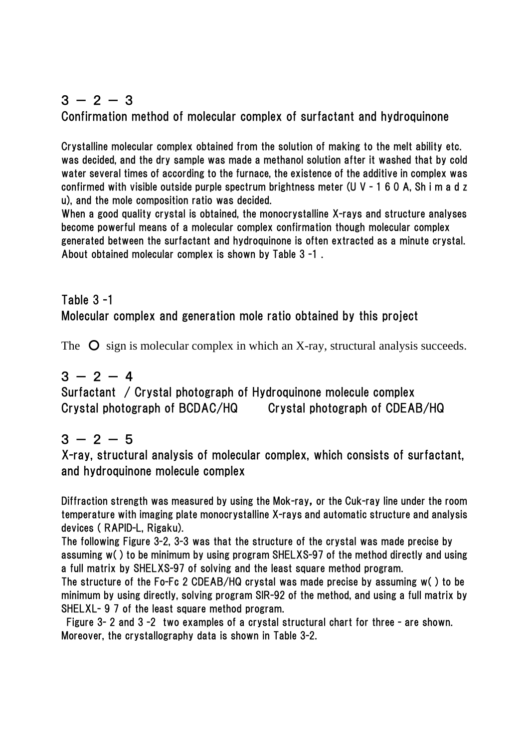## 3 － 2 － 3

## Confirmation method of molecular complex of surfactant and hydroquinone

Crystalline molecular complex obtained from the solution of making to the melt ability etc. was decided, and the dry sample was made a methanol solution after it washed that by cold water several times of according to the furnace, the existence of the additive in complex was confirmed with visible outside purple spectrum brightness meter (U V - 1 6 0 A, Sh i m a d z u), and the mole composition ratio was decided.

When a good quality crystal is obtained, the monocrystalline X-rays and structure analyses become powerful means of a molecular complex confirmation though molecular complex generated between the surfactant and hydroquinone is often extracted as a minute crystal. About obtained molecular complex is shown by Table 3 -1 .

## Table 3 -1

## Molecular complex and generation mole ratio obtained by this project

The ○ sign is molecular complex in which an X-ray, structural analysis succeeds.

## 3 － 2 － 4

## Surfactant / Crystal photograph of Hydroquinone molecule complex

Crystal photograph of BCDAC/HQ    Crystal photograph of CDEAB/HQ

## 3 － 2 － 5

## X-ray, structural analysis of molecular complex, which consists of surfactant, and hydroquinone molecule complex

Diffraction strength was measured by using the Mok-ray, or the Cuk-ray line under the room temperature with imaging plate monocrystalline X-rays and automatic structure and analysis devices ( RAPID-L, Rigaku).

The following Figure 3-2, 3-3 was that the structure of the crystal was made precise by assuming w( ) to be minimum by using program SHELXS-97 of the method directly and using a full matrix by SHELXS-97 of solving and the least square method program.

The structure of the Fo-Fc 2 CDEAB/HQ crystal was made precise by assuming w( ) to be minimum by using directly, solving program SIR-92 of the method, and using a full matrix by SHELXL- 9 7 of the least square method program.

Figure 3- 2 and 3 -2 two examples of a crystal structural chart for three - are shown. Moreover, the crystallography data is shown in Table 3-2.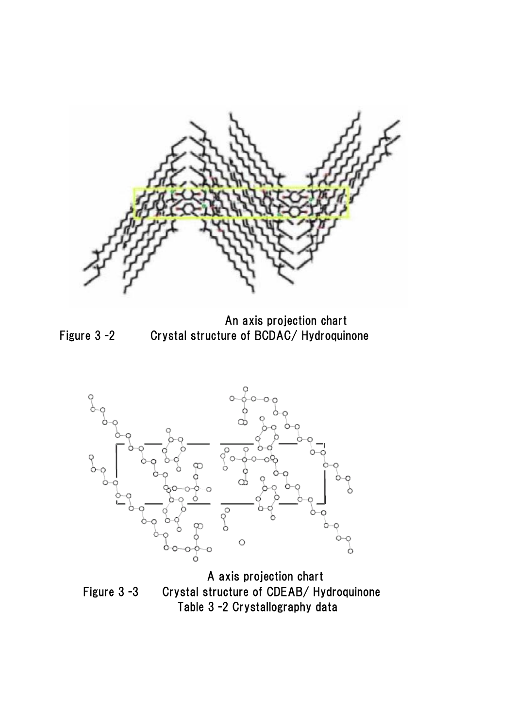An axis projection chart

Figure 3 -2 Crystal structure of BCDAC/ Hydroquinone

A axis projection chart

Figure 3 -3 Crystal structure of CDEAB/ Hydroquinone

Table 3 -2 Crystallography data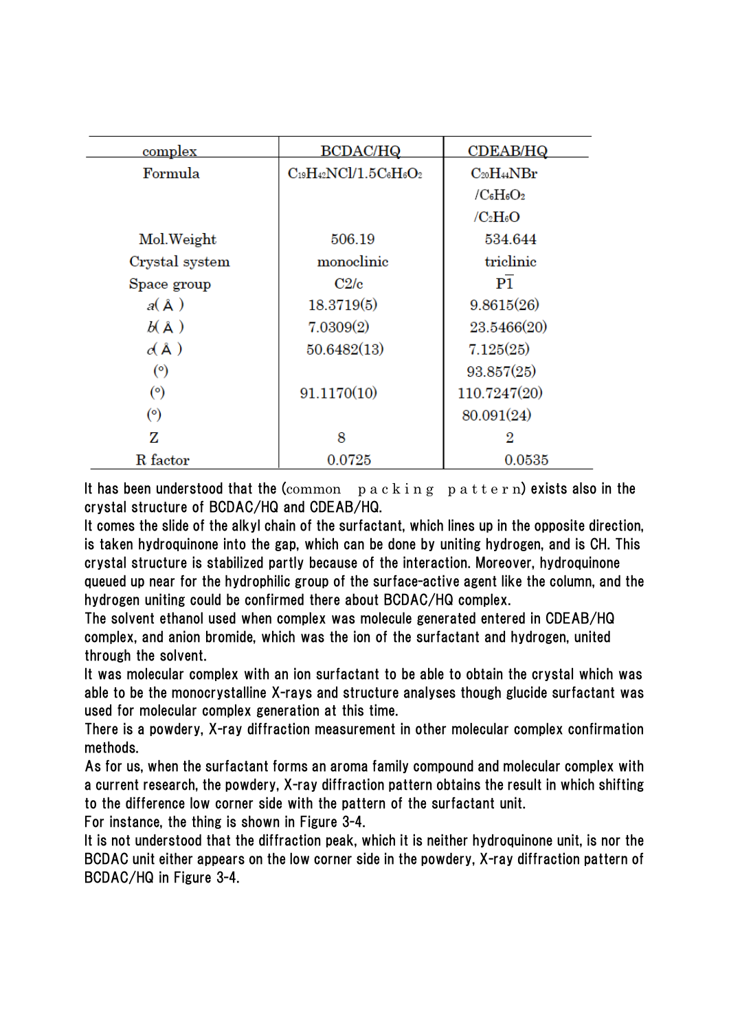| complex | BCDAC/HQ | CDEAB/HQ |
|---|---|---|
| Formula | $C_{19}H_{42}NCl/1.5C_6H_6O_2$ | $C_{20}H_{44}NBr$ $/C_6H_6O_2$ $/C_2H_6O$ |
| Mol.Weight | 506.19 | 534.644 |
| Crystal system | monoclinic | triclinic |
| Space group | C2/c | $P\overline{1}$ |
| $a$( Å ) | 18.3719(5) | 9.8615(26) |
| $b$( Å ) | 7.0309(2) | 23.5466(20) |
| $c$( Å ) | 50.6482(13) | 7.125(25) |
| (°) | | 93.857(25) |
| (°) | 91.1170(10) | 110.7247(20) |
| (°) | | 80.091(24) |
| Z | 8 | 2 |
| R factor | 0.0725 | 0.0535 |

It has been understood that the (common packing pattern) exists also in the crystal structure of BCDAC/HQ and CDEAB/HQ.

It comes the slide of the alkyl chain of the surfactant, which lines up in the opposite direction, is taken hydroquinone into the gap, which can be done by uniting hydrogen, and is CH. This crystal structure is stabilized partly because of the interaction. Moreover, hydroquinone queued up near for the hydrophilic group of the surface-active agent like the column, and the hydrogen uniting could be confirmed there about BCDAC/HQ complex.

The solvent ethanol used when complex was molecule generated entered in CDEAB/HQ complex, and anion bromide, which was the ion of the surfactant and hydrogen, united through the solvent.

It was molecular complex with an ion surfactant to be able to obtain the crystal which was able to be the monocrystalline X-rays and structure analyses though glucide surfactant was used for molecular complex generation at this time.

There is a powdery, X-ray diffraction measurement in other molecular complex confirmation methods.

As for us, when the surfactant forms an aroma family compound and molecular complex with a current research, the powdery, X-ray diffraction pattern obtains the result in which shifting to the difference low corner side with the pattern of the surfactant unit.

For instance, the thing is shown in Figure 3-4.

It is not understood that the diffraction peak, which it is neither hydroquinone unit, is nor the BCDAC unit either appears on the low corner side in the powdery, X-ray diffraction pattern of BCDAC/HQ in Figure 3-4.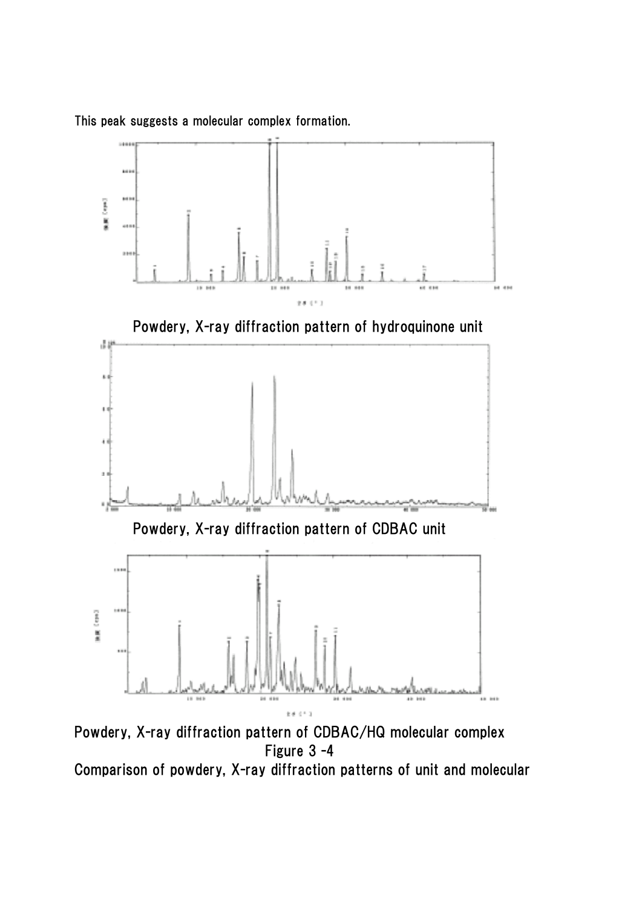This peak suggests a molecular complex formation.

Powdery, X-ray diffraction pattern of hydroquinone unit

Powdery, X-ray diffraction pattern of CDBAC unit

Powdery, X-ray diffraction pattern of CDBAC/HQ molecular complex

Figure 3 -4

Comparison of powdery, X-ray diffraction patterns of unit and molecular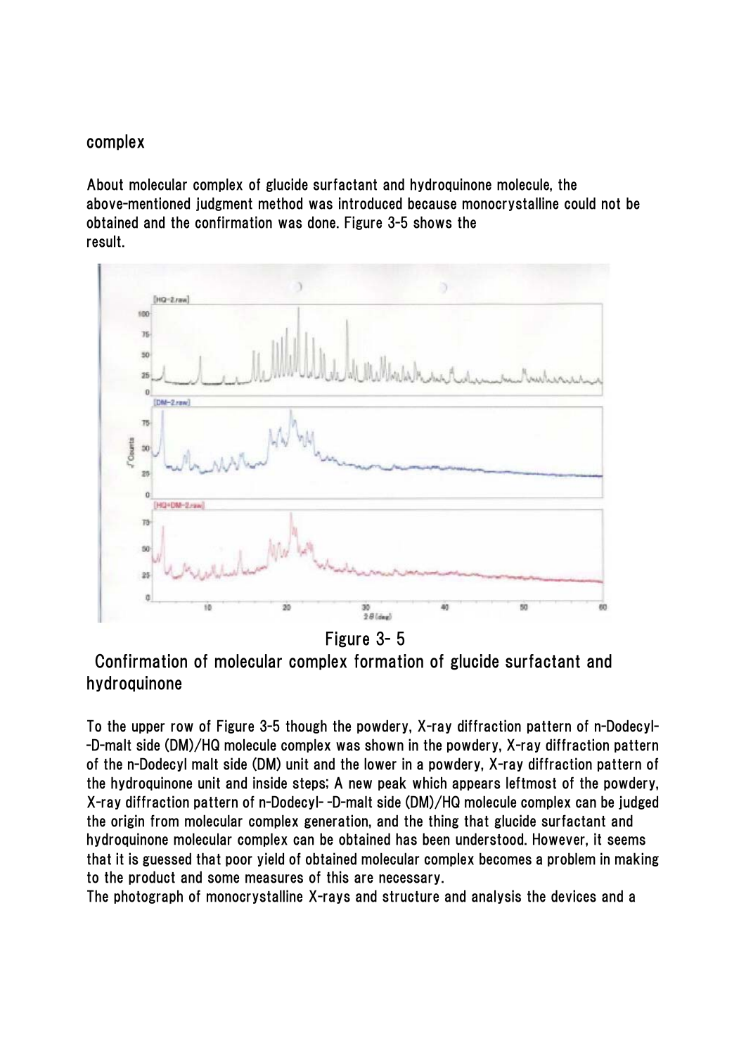complex

About molecular complex of glucide surfactant and hydroquinone molecule, the above-mentioned judgment method was introduced because monocrystalline could not be obtained and the confirmation was done. Figure 3-5 shows the result.

Figure 3- 5

Confirmation of molecular complex formation of glucide surfactant and hydroquinone

To the upper row of Figure 3-5 though the powdery, X-ray diffraction pattern of n-Dodecyl--D-malt side (DM)/HQ molecule complex was shown in the powdery, X-ray diffraction pattern of the n-Dodecyl malt side (DM) unit and the lower in a powdery, X-ray diffraction pattern of the hydroquinone unit and inside steps; A new peak which appears leftmost of the powdery, X-ray diffraction pattern of n-Dodecyl- -D-malt side (DM)/HQ molecule complex can be judged the origin from molecular complex generation, and the thing that glucide surfactant and hydroquinone molecular complex can be obtained has been understood. However, it seems that it is guessed that poor yield of obtained molecular complex becomes a problem in making to the product and some measures of this are necessary.

The photograph of monocrystalline X-rays and structure and analysis the devices and a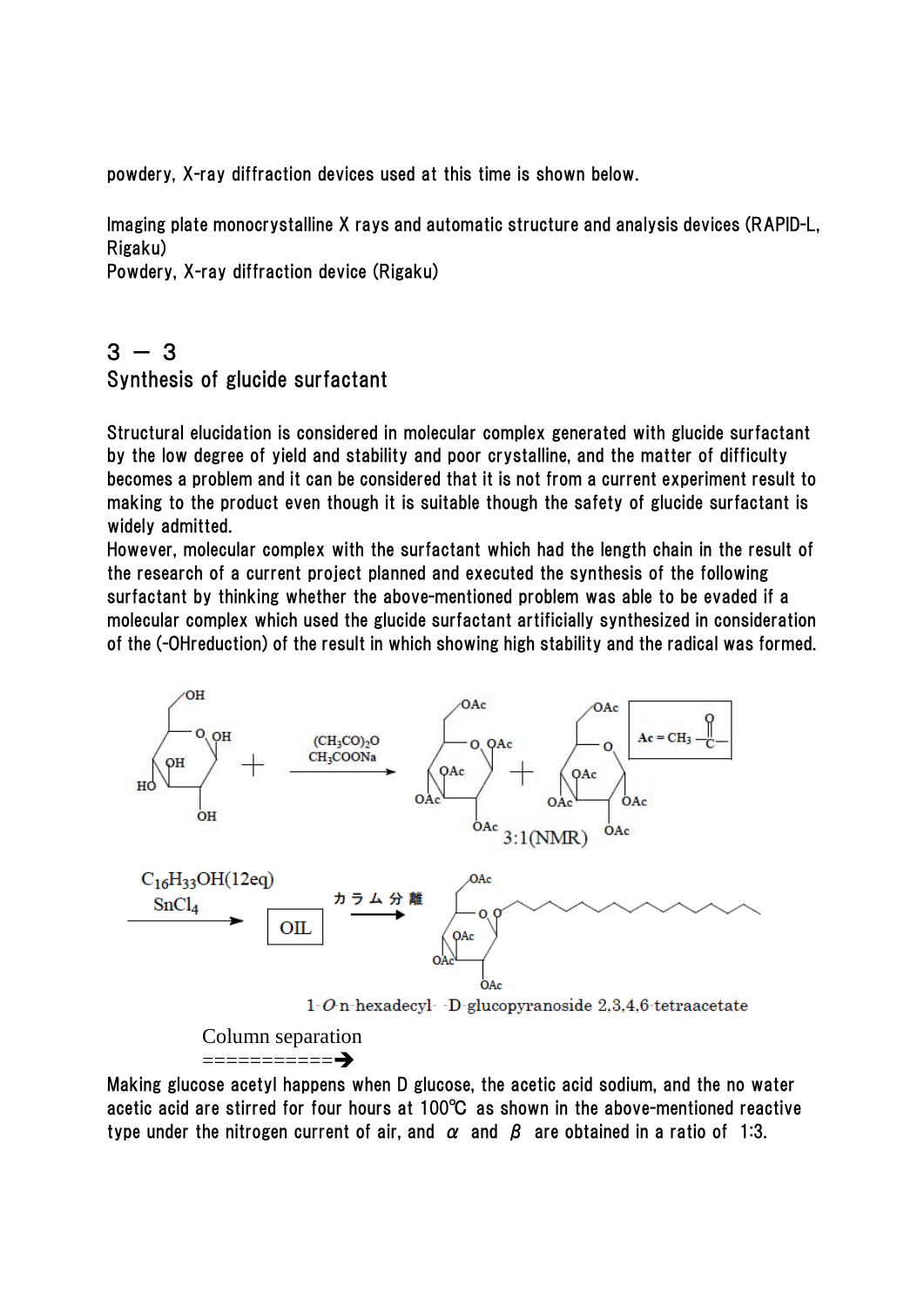powdery, X-ray diffraction devices used at this time is shown below.

Imaging plate monocrystalline X rays and automatic structure and analysis devices (RAPID-L, Rigaku)
Powdery, X-ray diffraction device (Rigaku)

## 3 － 3
## Synthesis of glucide surfactant

Structural elucidation is considered in molecular complex generated with glucide surfactant by the low degree of yield and stability and poor crystalline, and the matter of difficulty becomes a problem and it can be considered that it is not from a current experiment result to making to the product even though it is suitable though the safety of glucide surfactant is widely admitted.
However, molecular complex with the surfactant which had the length chain in the result of the research of a current project planned and executed the synthesis of the following surfactant by thinking whether the above-mentioned problem was able to be evaded if a molecular complex which used the glucide surfactant artificially synthesized in consideration of the (-OHreduction) of the result in which showing high stability and the radical was formed.

$(CH_3CO)_2O$
$CH_3COONa$

Ac = $CH_3$–C(=O)–

3:1(NMR)

$C_{16}H_{33}OH$(12eq)
$SnCl_4$

OIL

カラム分離

1-*O*-n-hexadecyl- -D-glucopyranoside 2,3,4,6-tetraacetate

Column separation
===========➔

Making glucose acetyl happens when D glucose, the acetic acid sodium, and the no water acetic acid are stirred for four hours at 100℃ as shown in the above-mentioned reactive type under the nitrogen current of air, and $\alpha$ and $\beta$ are obtained in a ratio of 1:3.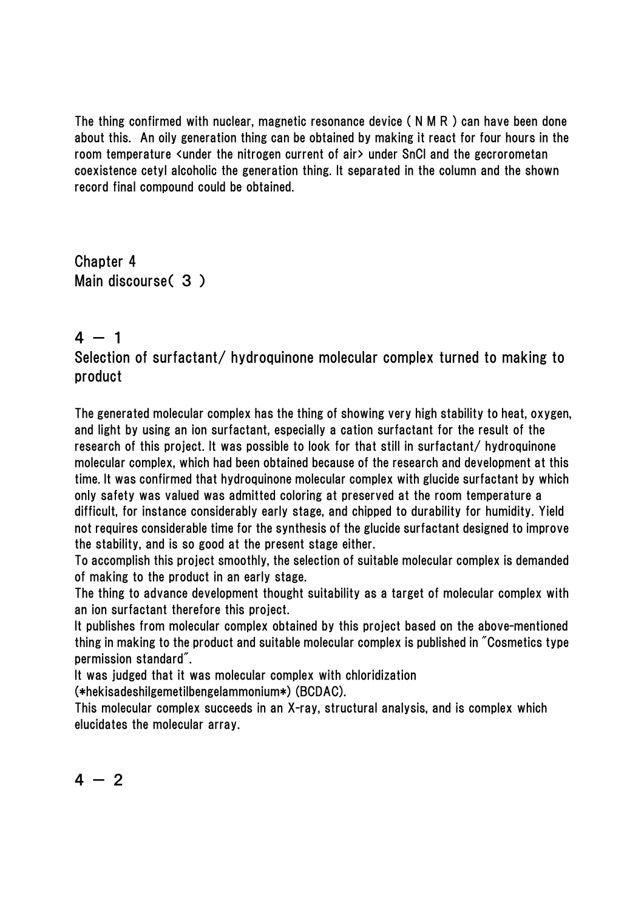The thing confirmed with nuclear, magnetic resonance device ( N M R ) can have been done about this. An oily generation thing can be obtained by making it react for four hours in the room temperature <under the nitrogen current of air> under SnCl and the gecrorometan coexistence cetyl alcoholic the generation thing. It separated in the column and the shown record final compound could be obtained.

# Chapter 4
# Main discourse( ３ )

## 4 － 1
## Selection of surfactant/ hydroquinone molecular complex turned to making to product

The generated molecular complex has the thing of showing very high stability to heat, oxygen, and light by using an ion surfactant, especially a cation surfactant for the result of the research of this project. It was possible to look for that still in surfactant/ hydroquinone molecular complex, which had been obtained because of the research and development at this time. It was confirmed that hydroquinone molecular complex with glucide surfactant by which only safety was valued was admitted coloring at preserved at the room temperature a difficult, for instance considerably early stage, and chipped to durability for humidity. Yield not requires considerable time for the synthesis of the glucide surfactant designed to improve the stability, and is so good at the present stage either.
To accomplish this project smoothly, the selection of suitable molecular complex is demanded of making to the product in an early stage.
The thing to advance development thought suitability as a target of molecular complex with an ion surfactant therefore this project.
It publishes from molecular complex obtained by this project based on the above-mentioned thing in making to the product and suitable molecular complex is published in ″Cosmetics type permission standard″.
It was judged that it was molecular complex with chloridization (*hekisadeshilgemetilbengelammonium*) (BCDAC).
This molecular complex succeeds in an X-ray, structural analysis, and is complex which elucidates the molecular array.

## 4 － 2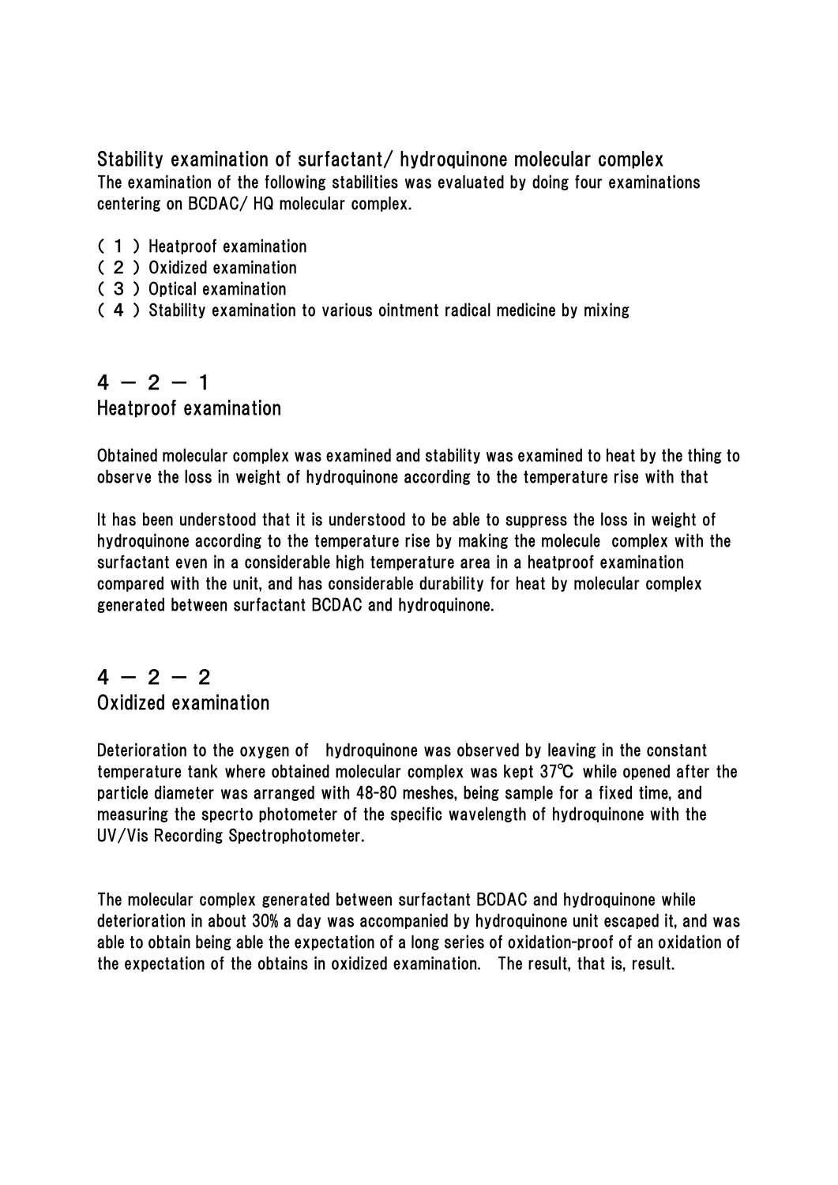## Stability examination of surfactant/ hydroquinone molecular complex

The examination of the following stabilities was evaluated by doing four examinations centering on BCDAC/ HQ molecular complex.

( １ ) Heatproof examination
( ２ ) Oxidized examination
( ３ ) Optical examination
( ４ ) Stability examination to various ointment radical medicine by mixing

## ４ － ２ － １
## Heatproof examination

Obtained molecular complex was examined and stability was examined to heat by the thing to observe the loss in weight of hydroquinone according to the temperature rise with that

It has been understood that it is understood to be able to suppress the loss in weight of hydroquinone according to the temperature rise by making the molecule complex with the surfactant even in a considerable high temperature area in a heatproof examination compared with the unit, and has considerable durability for heat by molecular complex generated between surfactant BCDAC and hydroquinone.

## ４ － ２ － ２
## Oxidized examination

Deterioration to the oxygen of hydroquinone was observed by leaving in the constant temperature tank where obtained molecular complex was kept 37℃ while opened after the particle diameter was arranged with 48-80 meshes, being sample for a fixed time, and measuring the specrto photometer of the specific wavelength of hydroquinone with the UV/Vis Recording Spectrophotometer.

The molecular complex generated between surfactant BCDAC and hydroquinone while deterioration in about 30% a day was accompanied by hydroquinone unit escaped it, and was able to obtain being able the expectation of a long series of oxidation-proof of an oxidation of the expectation of the obtains in oxidized examination. The result, that is, result.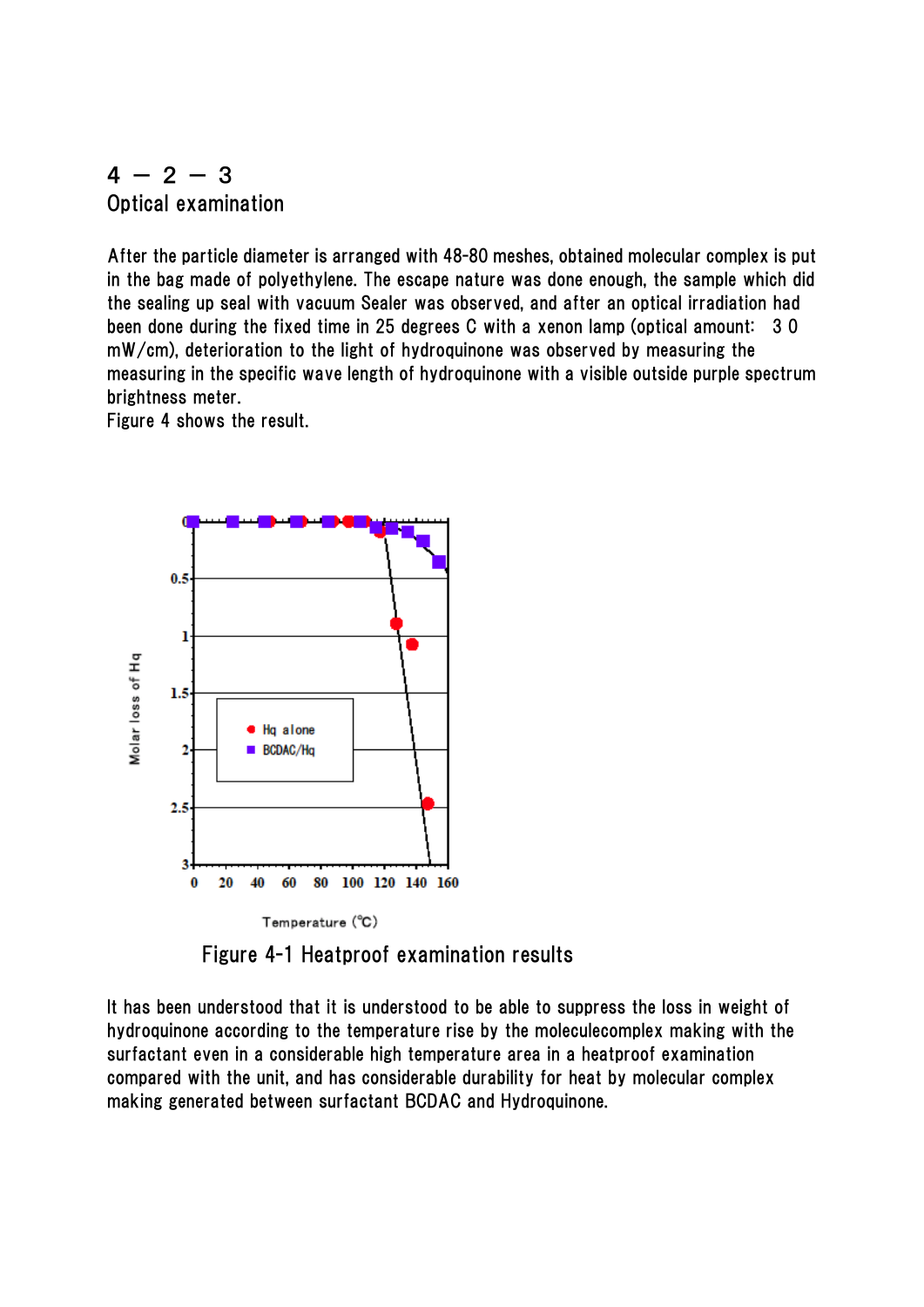## 4 − 2 − 3

## Optical examination

After the particle diameter is arranged with 48-80 meshes, obtained molecular complex is put in the bag made of polyethylene. The escape nature was done enough, the sample which did the sealing up seal with vacuum Sealer was observed, and after an optical irradiation had been done during the fixed time in 25 degrees C with a xenon lamp (optical amount: 3 0 mW/cm), deterioration to the light of hydroquinone was observed by measuring the measuring in the specific wave length of hydroquinone with a visible outside purple spectrum brightness meter.

Figure 4 shows the result.

Figure 4-1 Heatproof examination results

It has been understood that it is understood to be able to suppress the loss in weight of hydroquinone according to the temperature rise by the moleculecomplex making with the surfactant even in a considerable high temperature area in a heatproof examination compared with the unit, and has considerable durability for heat by molecular complex making generated between surfactant BCDAC and Hydroquinone.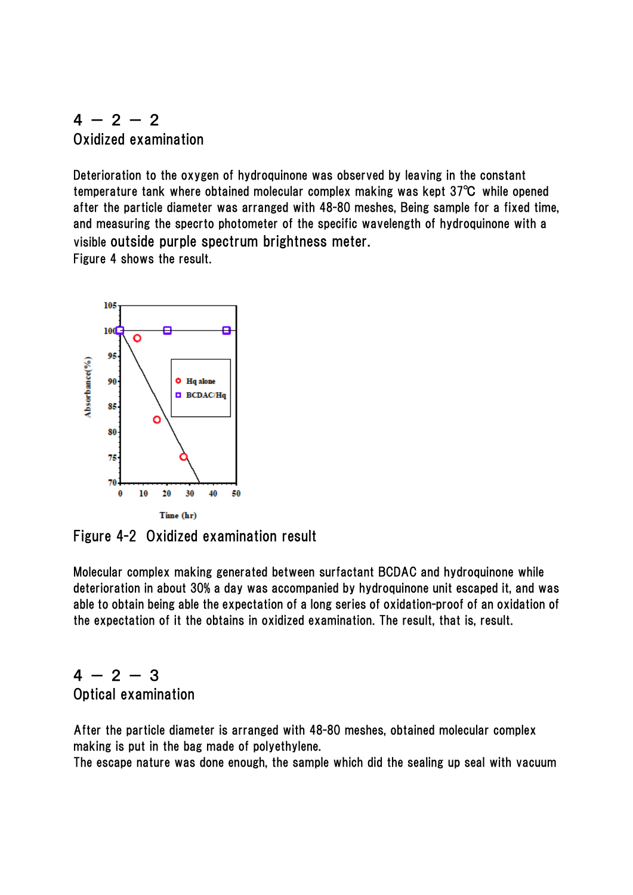## 4 — 2 — 2
## Oxidized examination

Deterioration to the oxygen of hydroquinone was observed by leaving in the constant temperature tank where obtained molecular complex making was kept 37℃ while opened after the particle diameter was arranged with 48-80 meshes, Being sample for a fixed time, and measuring the specrto photometer of the specific wavelength of hydroquinone with a visible outside purple spectrum brightness meter.
Figure 4 shows the result.

Figure 4-2 Oxidized examination result

Molecular complex making generated between surfactant BCDAC and hydroquinone while deterioration in about 30% a day was accompanied by hydroquinone unit escaped it, and was able to obtain being able the expectation of a long series of oxidation-proof of an oxidation of the expectation of it the obtains in oxidized examination. The result, that is, result.

## 4 — 2 — 3
## Optical examination

After the particle diameter is arranged with 48-80 meshes, obtained molecular complex making is put in the bag made of polyethylene.
The escape nature was done enough, the sample which did the sealing up seal with vacuum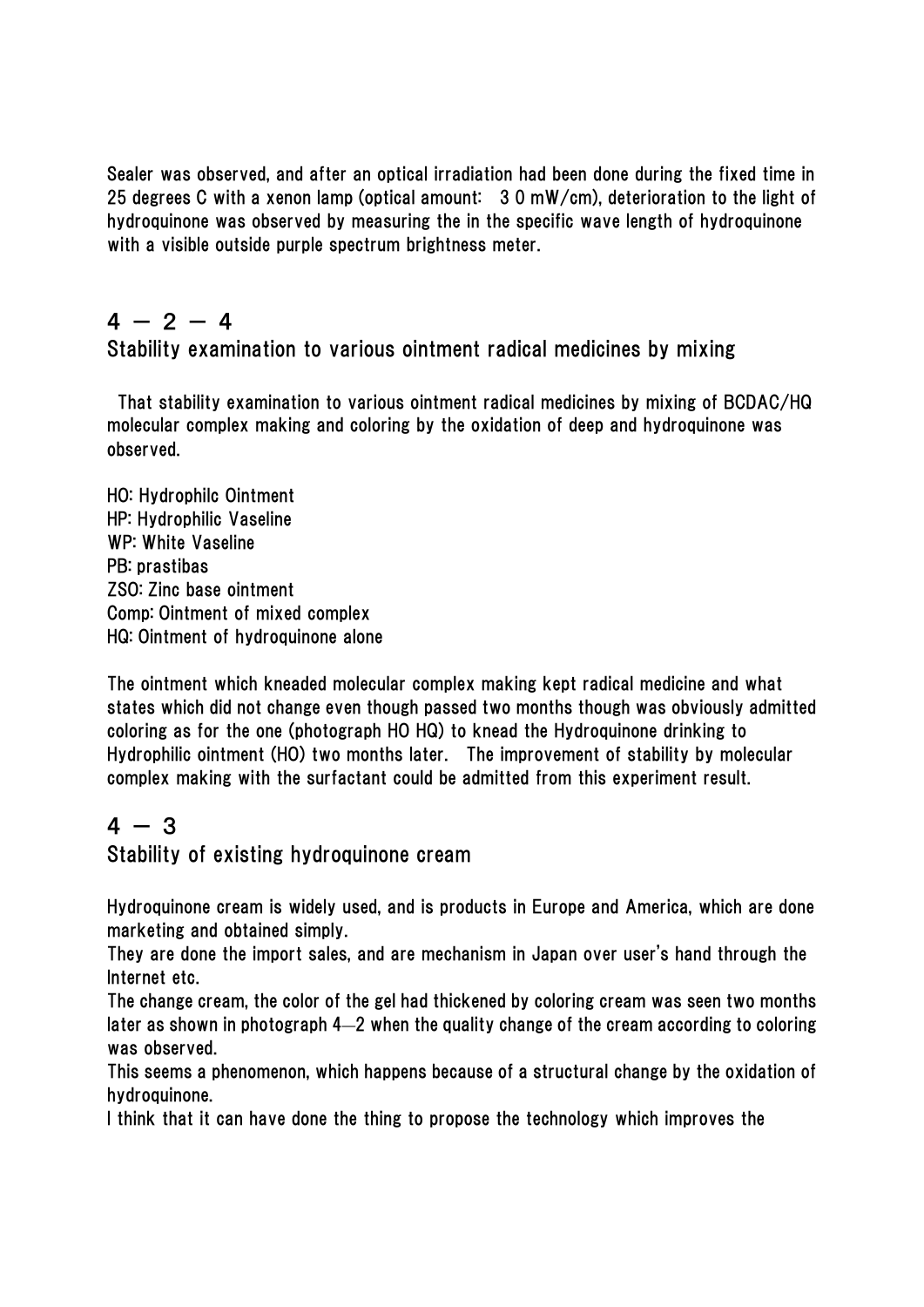Sealer was observed, and after an optical irradiation had been done during the fixed time in 25 degrees C with a xenon lamp (optical amount: 3 0 mW/cm), deterioration to the light of hydroquinone was observed by measuring the in the specific wave length of hydroquinone with a visible outside purple spectrum brightness meter.

## 4 − 2 − 4
## Stability examination to various ointment radical medicines by mixing

That stability examination to various ointment radical medicines by mixing of BCDAC/HQ molecular complex making and coloring by the oxidation of deep and hydroquinone was observed.

HO: Hydrophilc Ointment
HP: Hydrophilic Vaseline
WP: White Vaseline
PB: prastibas
ZSO: Zinc base ointment
Comp: Ointment of mixed complex
HQ: Ointment of hydroquinone alone

The ointment which kneaded molecular complex making kept radical medicine and what states which did not change even though passed two months though was obviously admitted coloring as for the one (photograph HO HQ) to knead the Hydroquinone drinking to Hydrophilic ointment (HO) two months later. The improvement of stability by molecular complex making with the surfactant could be admitted from this experiment result.

## 4 − 3
## Stability of existing hydroquinone cream

Hydroquinone cream is widely used, and is products in Europe and America, which are done marketing and obtained simply.
They are done the import sales, and are mechanism in Japan over user's hand through the Internet etc.
The change cream, the color of the gel had thickened by coloring cream was seen two months later as shown in photograph 4—2 when the quality change of the cream according to coloring was observed.
This seems a phenomenon, which happens because of a structural change by the oxidation of hydroquinone.
I think that it can have done the thing to propose the technology which improves the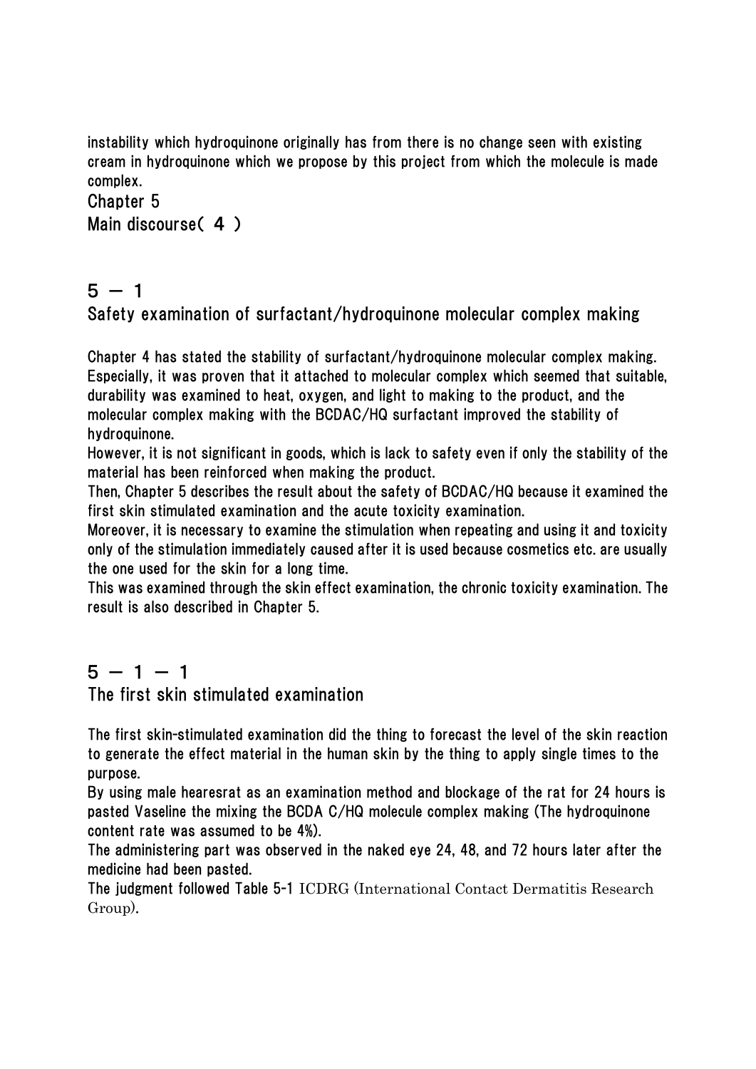instability which hydroquinone originally has from there is no change seen with existing cream in hydroquinone which we propose by this project from which the molecule is made complex.

# Chapter 5
# Main discourse（４）

## 5 － 1
## Safety examination of surfactant/hydroquinone molecular complex making

Chapter 4 has stated the stability of surfactant/hydroquinone molecular complex making. Especially, it was proven that it attached to molecular complex which seemed that suitable, durability was examined to heat, oxygen, and light to making to the product, and the molecular complex making with the BCDAC/HQ surfactant improved the stability of hydroquinone.

However, it is not significant in goods, which is lack to safety even if only the stability of the material has been reinforced when making the product.

Then, Chapter 5 describes the result about the safety of BCDAC/HQ because it examined the first skin stimulated examination and the acute toxicity examination.

Moreover, it is necessary to examine the stimulation when repeating and using it and toxicity only of the stimulation immediately caused after it is used because cosmetics etc. are usually the one used for the skin for a long time.

This was examined through the skin effect examination, the chronic toxicity examination. The result is also described in Chapter 5.

### 5 － 1 － 1
### The first skin stimulated examination

The first skin-stimulated examination did the thing to forecast the level of the skin reaction to generate the effect material in the human skin by the thing to apply single times to the purpose.

By using male hearesrat as an examination method and blockage of the rat for 24 hours is pasted Vaseline the mixing the BCDA C/HQ molecule complex making (The hydroquinone content rate was assumed to be 4%).

The administering part was observed in the naked eye 24, 48, and 72 hours later after the medicine had been pasted.

The judgment followed Table 5-1 ICDRG (International Contact Dermatitis Research Group).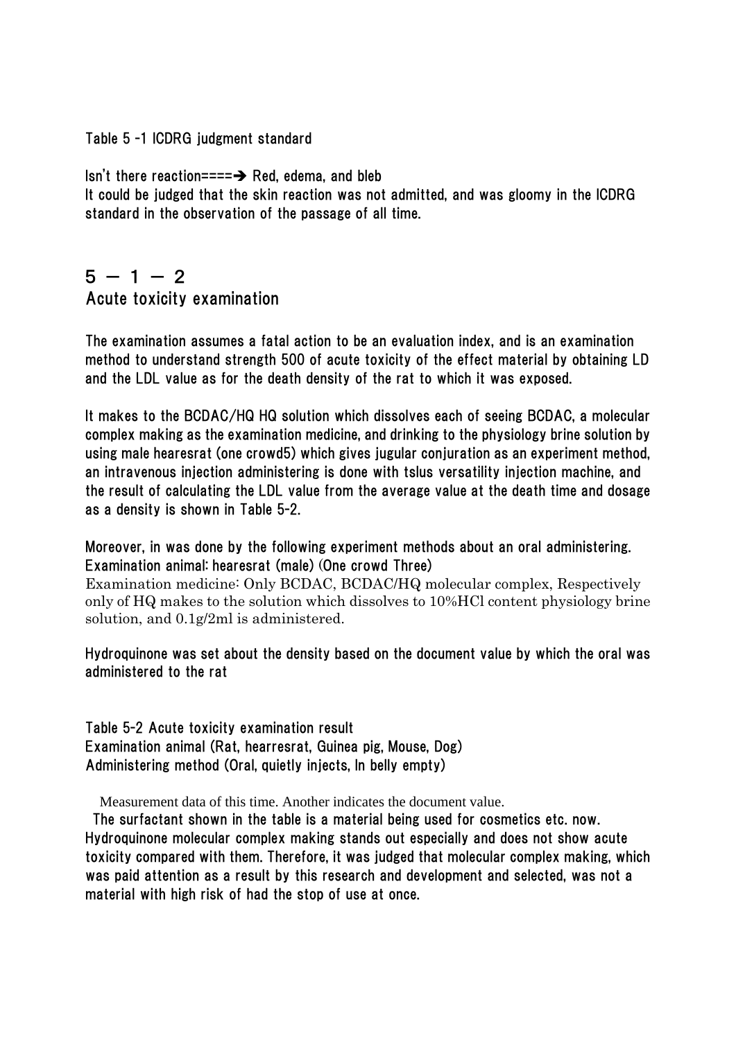Table 5 -1 ICDRG judgment standard

Isn't there reaction====➔ Red, edema, and bleb

It could be judged that the skin reaction was not admitted, and was gloomy in the ICDRG standard in the observation of the passage of all time.

## 5 － 1 － 2

## Acute toxicity examination

The examination assumes a fatal action to be an evaluation index, and is an examination method to understand strength 500 of acute toxicity of the effect material by obtaining LD and the LDL value as for the death density of the rat to which it was exposed.

It makes to the BCDAC/HQ HQ solution which dissolves each of seeing BCDAC, a molecular complex making as the examination medicine, and drinking to the physiology brine solution by using male hearesrat (one crowd5) which gives jugular conjuration as an experiment method, an intravenous injection administering is done with tslus versatility injection machine, and the result of calculating the LDL value from the average value at the death time and dosage as a density is shown in Table 5-2.

Moreover, in was done by the following experiment methods about an oral administering.

Examination animal: hearesrat (male) (One crowd Three)

Examination medicine: Only BCDAC, BCDAC/HQ molecular complex, Respectively only of HQ makes to the solution which dissolves to 10%HCl content physiology brine solution, and 0.1g/2ml is administered.

Hydroquinone was set about the density based on the document value by which the oral was administered to the rat

Table 5-2 Acute toxicity examination result

Examination animal (Rat, hearresrat, Guinea pig, Mouse, Dog)

Administering method (Oral, quietly injects, In belly empty)

Measurement data of this time. Another indicates the document value.

The surfactant shown in the table is a material being used for cosmetics etc. now. Hydroquinone molecular complex making stands out especially and does not show acute toxicity compared with them. Therefore, it was judged that molecular complex making, which was paid attention as a result by this research and development and selected, was not a material with high risk of had the stop of use at once.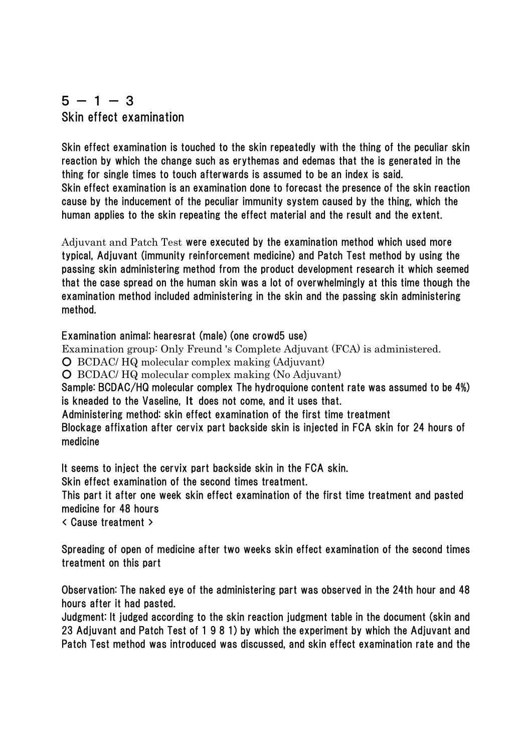## 5 − 1 − 3 Skin effect examination

Skin effect examination is touched to the skin repeatedly with the thing of the peculiar skin reaction by which the change such as erythemas and edemas that the is generated in the thing for single times to touch afterwards is assumed to be an index is said.
Skin effect examination is an examination done to forecast the presence of the skin reaction cause by the inducement of the peculiar immunity system caused by the thing, which the human applies to the skin repeating the effect material and the result and the extent.

Adjuvant and Patch Test were executed by the examination method which used more typical, Adjuvant (immunity reinforcement medicine) and Patch Test method by using the passing skin administering method from the product development research it which seemed that the case spread on the human skin was a lot of overwhelmingly at this time though the examination method included administering in the skin and the passing skin administering method.

Examination animal: hearesrat (male) (one crowd5 use)
Examination group: Only Freund 's Complete Adjuvant (FCA) is administered.

- BCDAC/ HQ molecular complex making (Adjuvant)
- BCDAC/ HQ molecular complex making (No Adjuvant)

Sample: BCDAC/HQ molecular complex The hydroquione content rate was assumed to be 4%) is kneaded to the Vaseline, It does not come, and it uses that.
Administering method: skin effect examination of the first time treatment
Blockage affixation after cervix part backside skin is injected in FCA skin for 24 hours of medicine

It seems to inject the cervix part backside skin in the FCA skin.
Skin effect examination of the second times treatment.
This part it after one week skin effect examination of the first time treatment and pasted medicine for 48 hours
< Cause treatment >

Spreading of open of medicine after two weeks skin effect examination of the second times treatment on this part

Observation: The naked eye of the administering part was observed in the 24th hour and 48 hours after it had pasted.
Judgment: It judged according to the skin reaction judgment table in the document (skin and 23 Adjuvant and Patch Test of 1 9 8 1) by which the experiment by which the Adjuvant and Patch Test method was introduced was discussed, and skin effect examination rate and the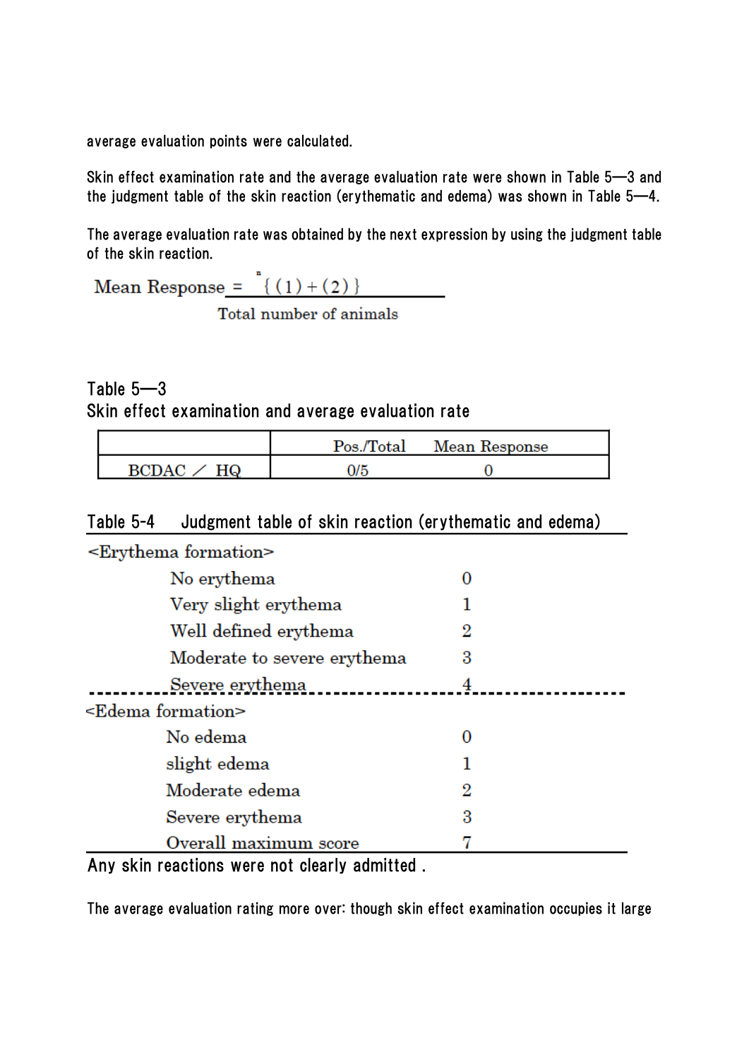average evaluation points were calculated.

Skin effect examination rate and the average evaluation rate were shown in Table 5—3 and the judgment table of the skin reaction (erythematic and edema) was shown in Table 5—4.

The average evaluation rate was obtained by the next expression by using the judgment table of the skin reaction.

$$\text{Mean Response} = \frac{\sum^{n} \{(1)+(2)\}}{\text{Total number of animals}}$$

Table 5—3

Skin effect examination and average evaluation rate

| | Pos./Total | Mean Response |
|---|---|---|
| BCDAC ／ HQ | 0/5 | 0 |

Table 5-4　Judgment table of skin reaction (erythematic and edema)

| <Erythema formation> | |
|---|---|
| No erythema | 0 |
| Very slight erythema | 1 |
| Well defined erythema | 2 |
| Moderate to severe erythema | 3 |
| Severe erythema | 4 |
| **<Edema formation>** | |
| No edema | 0 |
| slight edema | 1 |
| Moderate edema | 2 |
| Severe erythema | 3 |
| Overall maximum score | 7 |

Any skin reactions were not clearly admitted .

The average evaluation rating more over: though skin effect examination occupies it large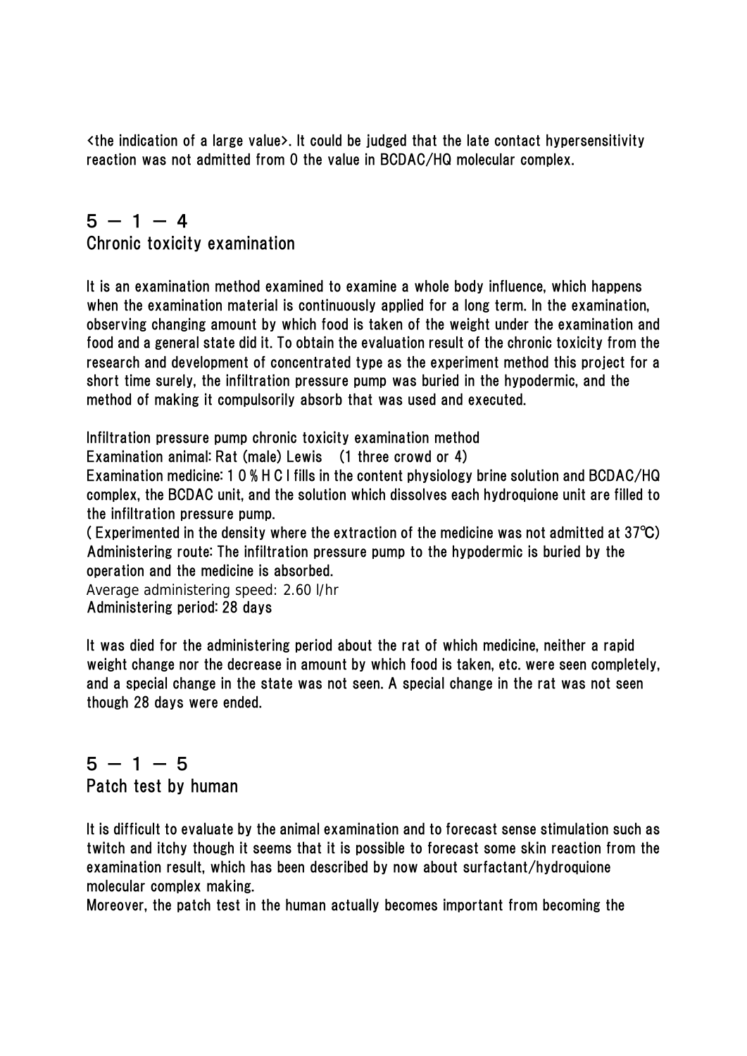<the indication of a large value>. It could be judged that the late contact hypersensitivity reaction was not admitted from 0 the value in BCDAC/HQ molecular complex.

## 5 － 1 － 4
## Chronic toxicity examination

It is an examination method examined to examine a whole body influence, which happens when the examination material is continuously applied for a long term. In the examination, observing changing amount by which food is taken of the weight under the examination and food and a general state did it. To obtain the evaluation result of the chronic toxicity from the research and development of concentrated type as the experiment method this project for a short time surely, the infiltration pressure pump was buried in the hypodermic, and the method of making it compulsorily absorb that was used and executed.

Infiltration pressure pump chronic toxicity examination method
Examination animal: Rat (male) Lewis (1 three crowd or 4)
Examination medicine: 1 0 % H C l fills in the content physiology brine solution and BCDAC/HQ complex, the BCDAC unit, and the solution which dissolves each hydroquione unit are filled to the infiltration pressure pump.
( Experimented in the density where the extraction of the medicine was not admitted at 37℃)
Administering route: The infiltration pressure pump to the hypodermic is buried by the operation and the medicine is absorbed.
Average administering speed: 2.60 l/hr
Administering period: 28 days

It was died for the administering period about the rat of which medicine, neither a rapid weight change nor the decrease in amount by which food is taken, etc. were seen completely, and a special change in the state was not seen. A special change in the rat was not seen though 28 days were ended.

## 5 － 1 － 5
## Patch test by human

It is difficult to evaluate by the animal examination and to forecast sense stimulation such as twitch and itchy though it seems that it is possible to forecast some skin reaction from the examination result, which has been described by now about surfactant/hydroquione molecular complex making.
Moreover, the patch test in the human actually becomes important from becoming the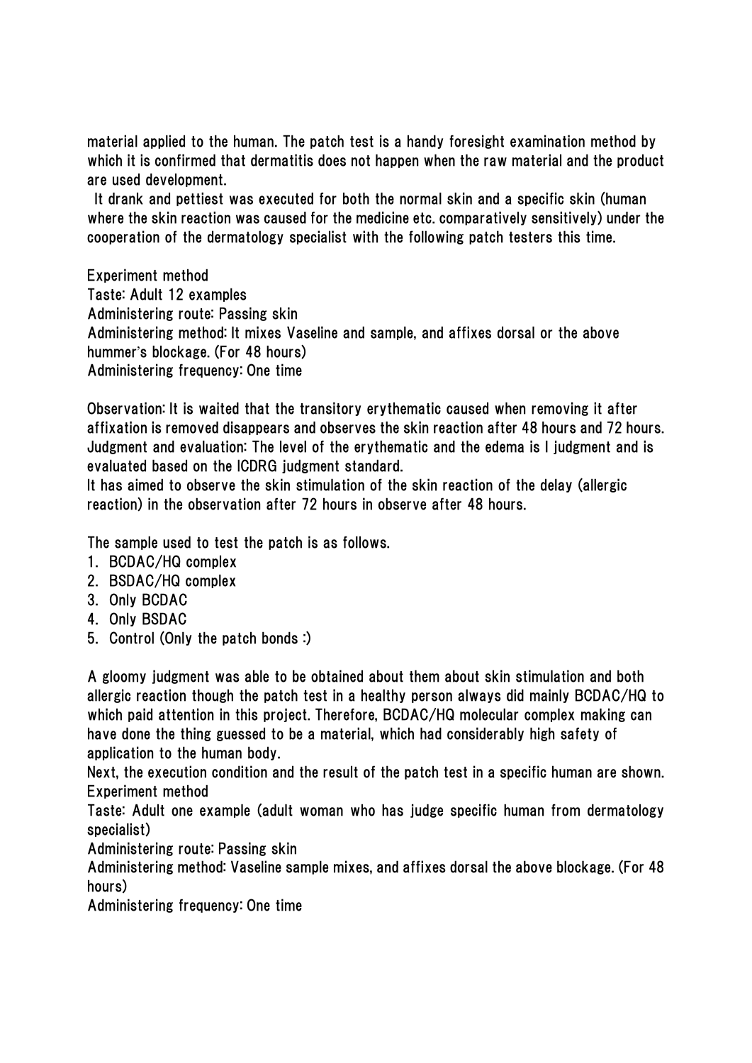material applied to the human. The patch test is a handy foresight examination method by which it is confirmed that dermatitis does not happen when the raw material and the product are used development.

It drank and pettiest was executed for both the normal skin and a specific skin (human where the skin reaction was caused for the medicine etc. comparatively sensitively) under the cooperation of the dermatology specialist with the following patch testers this time.

Experiment method
Taste: Adult 12 examples
Administering route: Passing skin
Administering method: It mixes Vaseline and sample, and affixes dorsal or the above hummer's blockage. (For 48 hours)
Administering frequency: One time

Observation: It is waited that the transitory erythematic caused when removing it after affixation is removed disappears and observes the skin reaction after 48 hours and 72 hours.
Judgment and evaluation: The level of the erythematic and the edema is I judgment and is evaluated based on the ICDRG judgment standard.
It has aimed to observe the skin stimulation of the skin reaction of the delay (allergic reaction) in the observation after 72 hours in observe after 48 hours.

The sample used to test the patch is as follows.

1. BCDAC/HQ complex
2. BSDAC/HQ complex
3. Only BCDAC
4. Only BSDAC
5. Control (Only the patch bonds :)

A gloomy judgment was able to be obtained about them about skin stimulation and both allergic reaction though the patch test in a healthy person always did mainly BCDAC/HQ to which paid attention in this project. Therefore, BCDAC/HQ molecular complex making can have done the thing guessed to be a material, which had considerably high safety of application to the human body.
Next, the execution condition and the result of the patch test in a specific human are shown.
Experiment method
Taste: Adult one example (adult woman who has judge specific human from dermatology specialist)
Administering route: Passing skin
Administering method: Vaseline sample mixes, and affixes dorsal the above blockage. (For 48 hours)
Administering frequency: One time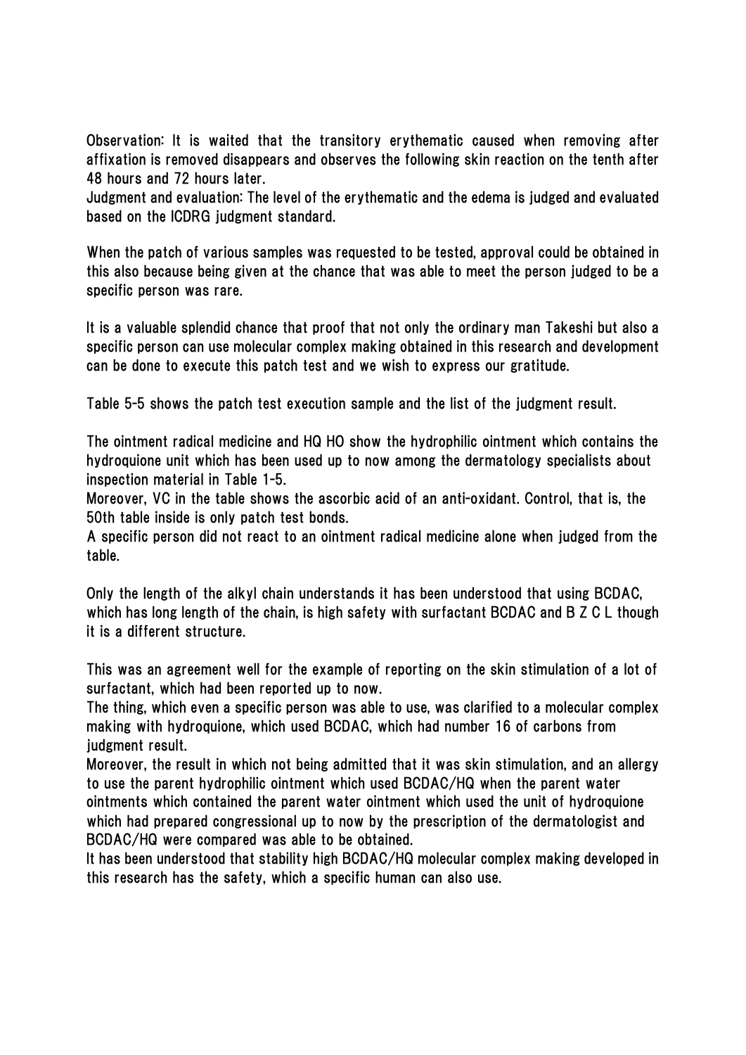Observation: It is waited that the transitory erythematic caused when removing after affixation is removed disappears and observes the following skin reaction on the tenth after 48 hours and 72 hours later.
Judgment and evaluation: The level of the erythematic and the edema is judged and evaluated based on the ICDRG judgment standard.

When the patch of various samples was requested to be tested, approval could be obtained in this also because being given at the chance that was able to meet the person judged to be a specific person was rare.

It is a valuable splendid chance that proof that not only the ordinary man Takeshi but also a specific person can use molecular complex making obtained in this research and development can be done to execute this patch test and we wish to express our gratitude.

Table 5-5 shows the patch test execution sample and the list of the judgment result.

The ointment radical medicine and HQ HO show the hydrophilic ointment which contains the hydroquione unit which has been used up to now among the dermatology specialists about inspection material in Table 1-5.
Moreover, VC in the table shows the ascorbic acid of an anti-oxidant. Control, that is, the 50th table inside is only patch test bonds.
A specific person did not react to an ointment radical medicine alone when judged from the table.

Only the length of the alkyl chain understands it has been understood that using BCDAC, which has long length of the chain, is high safety with surfactant BCDAC and B Z C L though it is a different structure.

This was an agreement well for the example of reporting on the skin stimulation of a lot of surfactant, which had been reported up to now.
The thing, which even a specific person was able to use, was clarified to a molecular complex making with hydroquione, which used BCDAC, which had number 16 of carbons from judgment result.
Moreover, the result in which not being admitted that it was skin stimulation, and an allergy to use the parent hydrophilic ointment which used BCDAC/HQ when the parent water ointments which contained the parent water ointment which used the unit of hydroquione which had prepared congressional up to now by the prescription of the dermatologist and BCDAC/HQ were compared was able to be obtained.
It has been understood that stability high BCDAC/HQ molecular complex making developed in this research has the safety, which a specific human can also use.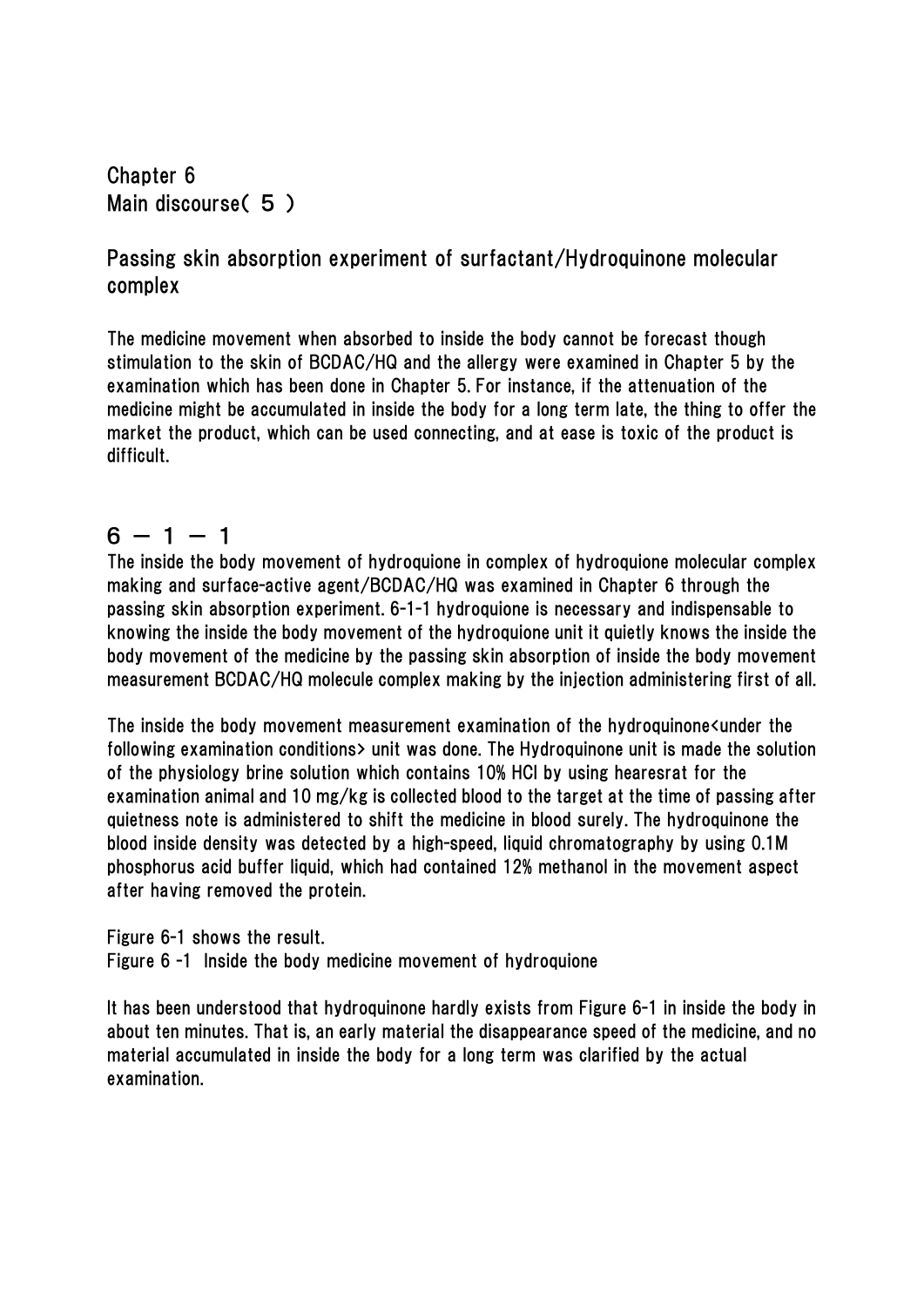# Chapter 6
# Main discourse( ５ )

## Passing skin absorption experiment of surfactant/Hydroquinone molecular complex

The medicine movement when absorbed to inside the body cannot be forecast though stimulation to the skin of BCDAC/HQ and the allergy were examined in Chapter 5 by the examination which has been done in Chapter 5. For instance, if the attenuation of the medicine might be accumulated in inside the body for a long term late, the thing to offer the market the product, which can be used connecting, and at ease is toxic of the product is difficult.

## 6 － 1 － 1

The inside the body movement of hydroquione in complex of hydroquione molecular complex making and surface-active agent/BCDAC/HQ was examined in Chapter 6 through the passing skin absorption experiment. 6-1-1 hydroquione is necessary and indispensable to knowing the inside the body movement of the hydroquione unit it quietly knows the inside the body movement of the medicine by the passing skin absorption of inside the body movement measurement BCDAC/HQ molecule complex making by the injection administering first of all.

The inside the body movement measurement examination of the hydroquinone<under the following examination conditions> unit was done. The Hydroquinone unit is made the solution of the physiology brine solution which contains 10% HCl by using hearesrat for the examination animal and 10 mg/kg is collected blood to the target at the time of passing after quietness note is administered to shift the medicine in blood surely. The hydroquinone the blood inside density was detected by a high-speed, liquid chromatography by using 0.1M phosphorus acid buffer liquid, which had contained 12% methanol in the movement aspect after having removed the protein.

Figure 6-1 shows the result.

Figure 6 -1 Inside the body medicine movement of hydroquione

It has been understood that hydroquinone hardly exists from Figure 6-1 in inside the body in about ten minutes. That is, an early material the disappearance speed of the medicine, and no material accumulated in inside the body for a long term was clarified by the actual examination.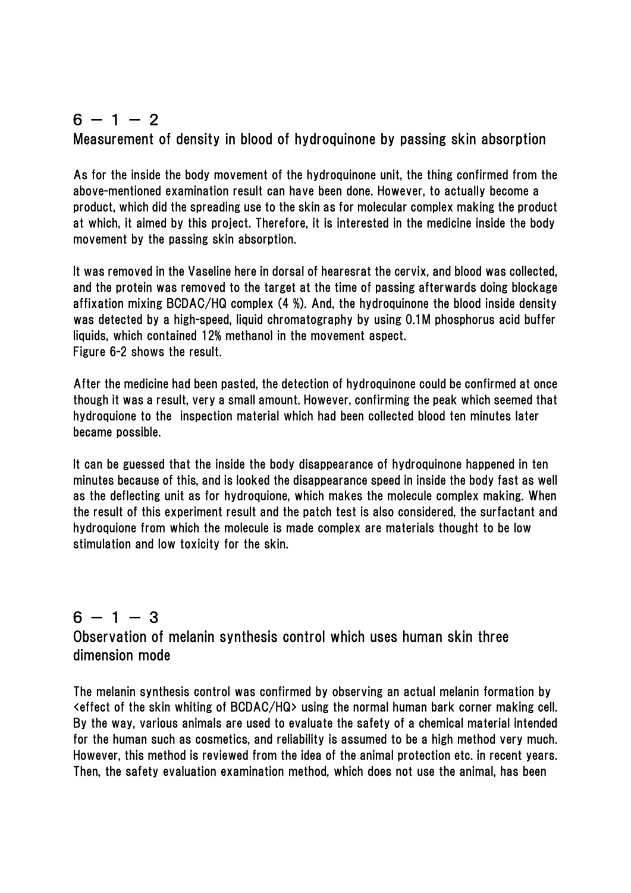## 6 − 1 − 2

## Measurement of density in blood of hydroquinone by passing skin absorption

As for the inside the body movement of the hydroquinone unit, the thing confirmed from the above-mentioned examination result can have been done. However, to actually become a product, which did the spreading use to the skin as for molecular complex making the product at which, it aimed by this project. Therefore, it is interested in the medicine inside the body movement by the passing skin absorption.

It was removed in the Vaseline here in dorsal of hearesrat the cervix, and blood was collected, and the protein was removed to the target at the time of passing afterwards doing blockage affixation mixing BCDAC/HQ complex (4 %). And, the hydroquinone the blood inside density was detected by a high-speed, liquid chromatography by using 0.1M phosphorus acid buffer liquids, which contained 12% methanol in the movement aspect.
Figure 6-2 shows the result.

After the medicine had been pasted, the detection of hydroquinone could be confirmed at once though it was a result, very a small amount. However, confirming the peak which seemed that hydroquione to the inspection material which had been collected blood ten minutes later became possible.

It can be guessed that the inside the body disappearance of hydroquinone happened in ten minutes because of this, and is looked the disappearance speed in inside the body fast as well as the deflecting unit as for hydroquione, which makes the molecule complex making. When the result of this experiment result and the patch test is also considered, the surfactant and hydroquinone from which the molecule is made complex are materials thought to be low stimulation and low toxicity for the skin.

## 6 − 1 − 3

## Observation of melanin synthesis control which uses human skin three dimension mode

The melanin synthesis control was confirmed by observing an actual melanin formation by <effect of the skin whiting of BCDAC/HQ> using the normal human bark corner making cell. By the way, various animals are used to evaluate the safety of a chemical material intended for the human such as cosmetics, and reliability is assumed to be a high method very much. However, this method is reviewed from the idea of the animal protection etc. in recent years. Then, the safety evaluation examination method, which does not use the animal, has been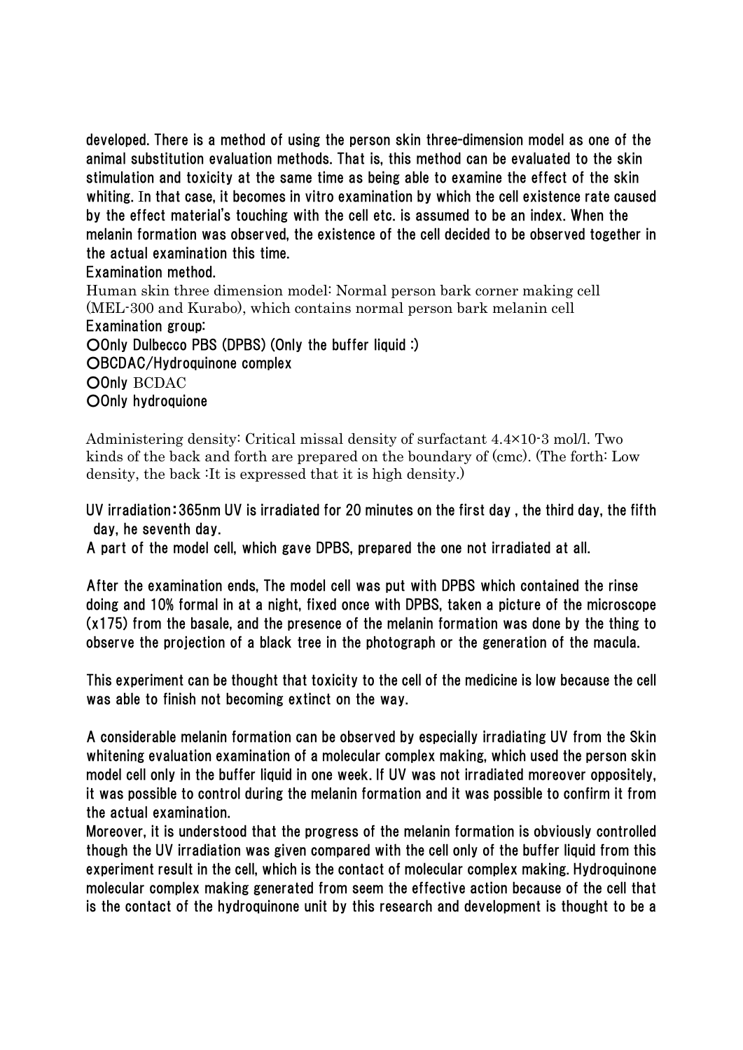developed. There is a method of using the person skin three-dimension model as one of the animal substitution evaluation methods. That is, this method can be evaluated to the skin stimulation and toxicity at the same time as being able to examine the effect of the skin whiting. In that case, it becomes in vitro examination by which the cell existence rate caused by the effect material's touching with the cell etc. is assumed to be an index. When the melanin formation was observed, the existence of the cell decided to be observed together in the actual examination this time.

Examination method.

Human skin three dimension model: Normal person bark corner making cell (MEL-300 and Kurabo), which contains normal person bark melanin cell

Examination group:

○Only Dulbecco PBS (DPBS) (Only the buffer liquid :)

○BCDAC/Hydroquinone complex

○Only BCDAC

○Only hydroquione

Administering density: Critical missal density of surfactant $4.4\times10^{-3}$ mol/l. Two kinds of the back and forth are prepared on the boundary of (cmc). (The forth: Low density, the back :It is expressed that it is high density.)

UV irradiation：365nm UV is irradiated for 20 minutes on the first day , the third day, the fifth day, he seventh day.

A part of the model cell, which gave DPBS, prepared the one not irradiated at all.

After the examination ends, The model cell was put with DPBS which contained the rinse doing and 10% formal in at a night, fixed once with DPBS, taken a picture of the microscope (x175) from the basale, and the presence of the melanin formation was done by the thing to observe the projection of a black tree in the photograph or the generation of the macula.

This experiment can be thought that toxicity to the cell of the medicine is low because the cell was able to finish not becoming extinct on the way.

A considerable melanin formation can be observed by especially irradiating UV from the Skin whitening evaluation examination of a molecular complex making, which used the person skin model cell only in the buffer liquid in one week. If UV was not irradiated moreover oppositely, it was possible to control during the melanin formation and it was possible to confirm it from the actual examination.

Moreover, it is understood that the progress of the melanin formation is obviously controlled though the UV irradiation was given compared with the cell only of the buffer liquid from this experiment result in the cell, which is the contact of molecular complex making. Hydroquinone molecular complex making generated from seem the effective action because of the cell that is the contact of the hydroquinone unit by this research and development is thought to be a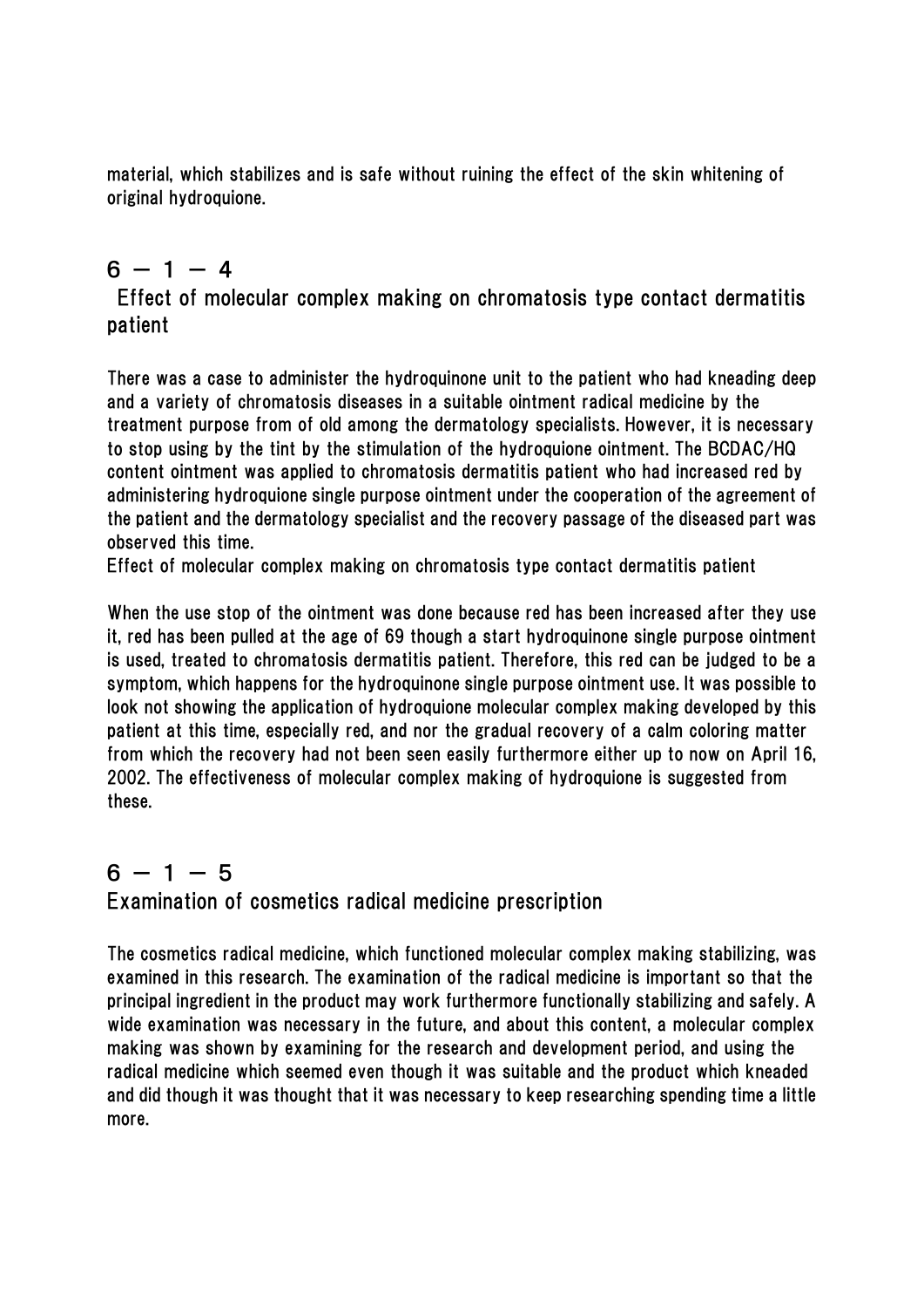material, which stabilizes and is safe without ruining the effect of the skin whitening of original hydroquione.

## 6 － 1 － 4
## Effect of molecular complex making on chromatosis type contact dermatitis patient

There was a case to administer the hydroquinone unit to the patient who had kneading deep and a variety of chromatosis diseases in a suitable ointment radical medicine by the treatment purpose from of old among the dermatology specialists. However, it is necessary to stop using by the tint by the stimulation of the hydroquinone ointment. The BCDAC/HQ content ointment was applied to chromatosis dermatitis patient who had increased red by administering hydroquinone single purpose ointment under the cooperation of the agreement of the patient and the dermatology specialist and the recovery passage of the diseased part was observed this time.

Effect of molecular complex making on chromatosis type contact dermatitis patient

When the use stop of the ointment was done because red has been increased after they use it, red has been pulled at the age of 69 though a start hydroquinone single purpose ointment is used, treated to chromatosis dermatitis patient. Therefore, this red can be judged to be a symptom, which happens for the hydroquinone single purpose ointment use. It was possible to look not showing the application of hydroquione molecular complex making developed by this patient at this time, especially red, and nor the gradual recovery of a calm coloring matter from which the recovery had not been seen easily furthermore either up to now on April 16, 2002. The effectiveness of molecular complex making of hydroquione is suggested from these.

## 6 － 1 － 5
## Examination of cosmetics radical medicine prescription

The cosmetics radical medicine, which functioned molecular complex making stabilizing, was examined in this research. The examination of the radical medicine is important so that the principal ingredient in the product may work furthermore functionally stabilizing and safely. A wide examination was necessary in the future, and about this content, a molecular complex making was shown by examining for the research and development period, and using the radical medicine which seemed even though it was suitable and the product which kneaded and did though it was thought that it was necessary to keep researching spending time a little more.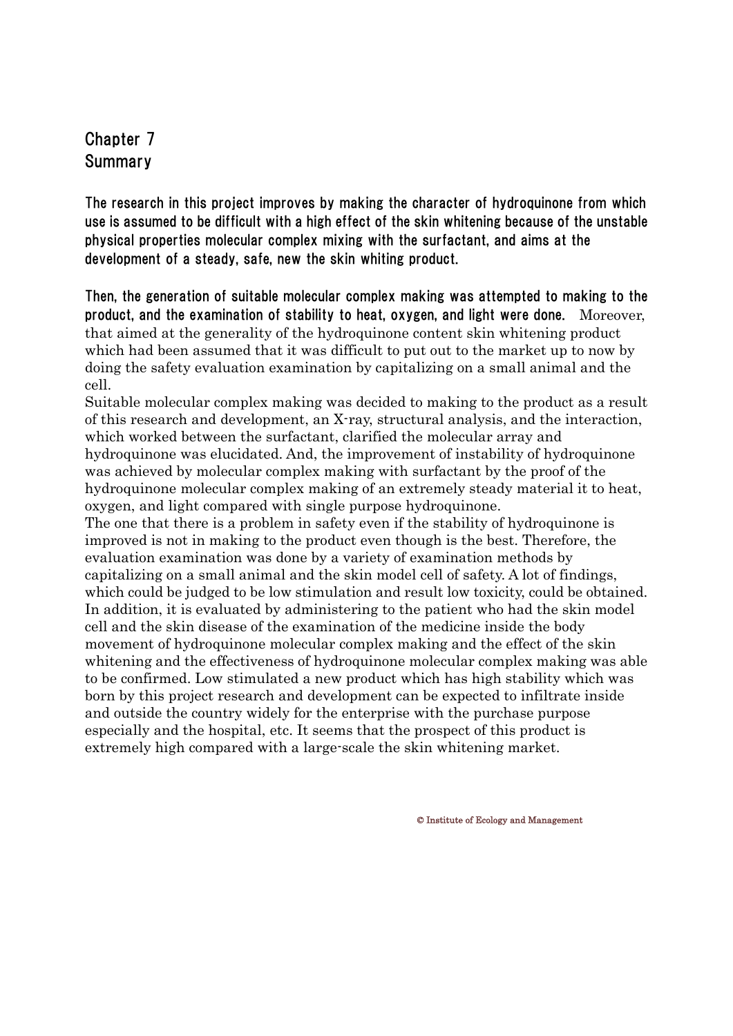# Chapter 7
## Summary

**The research in this project improves by making the character of hydroquinone from which use is assumed to be difficult with a high effect of the skin whitening because of the unstable physical properties molecular complex mixing with the surfactant, and aims at the development of a steady, safe, new the skin whiting product.**

**Then, the generation of suitable molecular complex making was attempted to making to the product, and the examination of stability to heat, oxygen, and light were done.** Moreover, that aimed at the generality of the hydroquinone content skin whitening product which had been assumed that it was difficult to put out to the market up to now by doing the safety evaluation examination by capitalizing on a small animal and the cell.

Suitable molecular complex making was decided to making to the product as a result of this research and development, an X-ray, structural analysis, and the interaction, which worked between the surfactant, clarified the molecular array and hydroquinone was elucidated. And, the improvement of instability of hydroquinone was achieved by molecular complex making with surfactant by the proof of the hydroquinone molecular complex making of an extremely steady material it to heat, oxygen, and light compared with single purpose hydroquinone.

The one that there is a problem in safety even if the stability of hydroquinone is improved is not in making to the product even though is the best. Therefore, the evaluation examination was done by a variety of examination methods by capitalizing on a small animal and the skin model cell of safety. A lot of findings, which could be judged to be low stimulation and result low toxicity, could be obtained. In addition, it is evaluated by administering to the patient who had the skin model cell and the skin disease of the examination of the medicine inside the body movement of hydroquinone molecular complex making and the effect of the skin whitening and the effectiveness of hydroquinone molecular complex making was able to be confirmed. Low stimulated a new product which has high stability which was born by this project research and development can be expected to infiltrate inside and outside the country widely for the enterprise with the purchase purpose especially and the hospital, etc. It seems that the prospect of this product is extremely high compared with a large-scale the skin whitening market.

© Institute of Ecology and Management